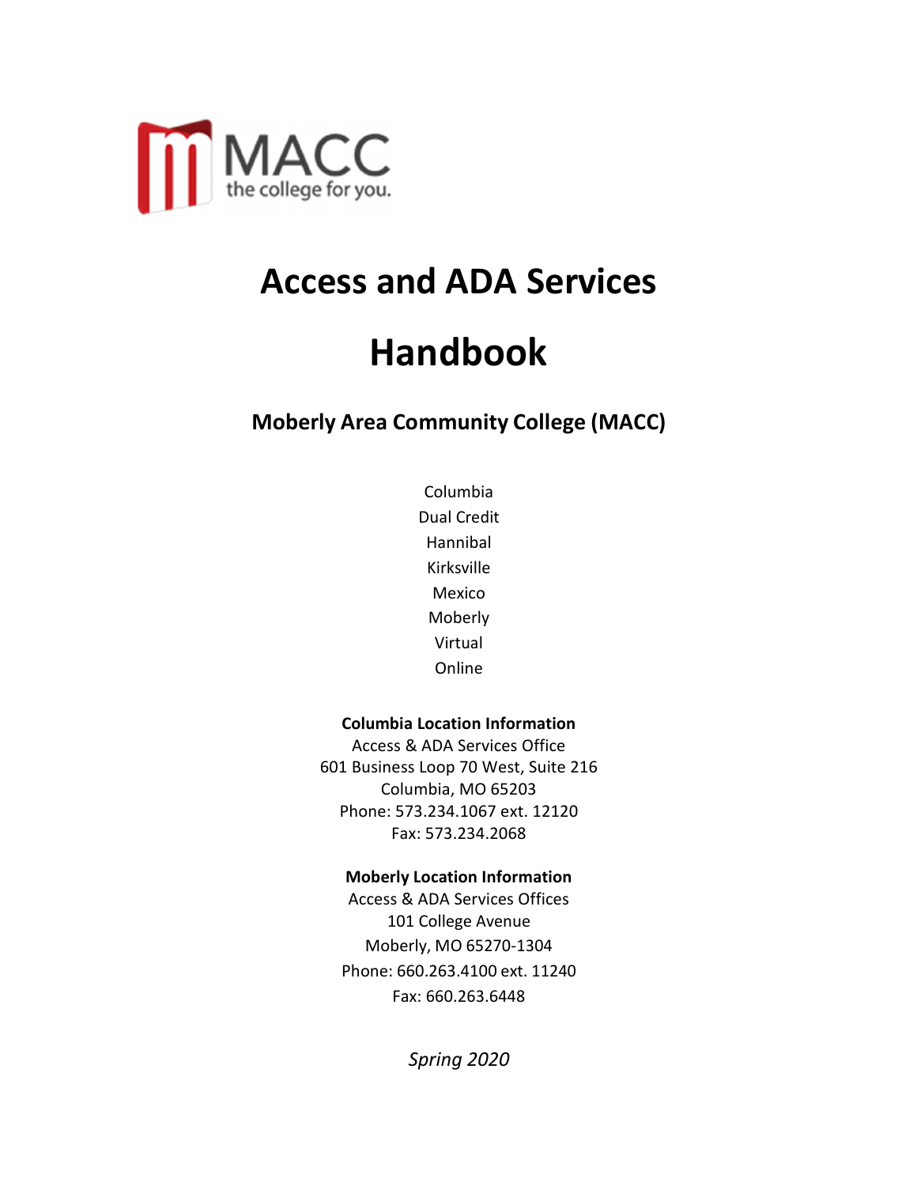MACC

the college for you.

# Access and ADA Services Handbook

## Moberly Area Community College (MACC)

Columbia
Dual Credit
Hannibal
Kirksville
Mexico
Moberly
Virtual
Online

**Columbia Location Information**
Access & ADA Services Office
601 Business Loop 70 West, Suite 216
Columbia, MO 65203
Phone: 573.234.1067 ext. 12120
Fax: 573.234.2068

**Moberly Location Information**
Access & ADA Services Offices
101 College Avenue
Moberly, MO 65270-1304
Phone: 660.263.4100 ext. 11240
Fax: 660.263.6448

*Spring 2020*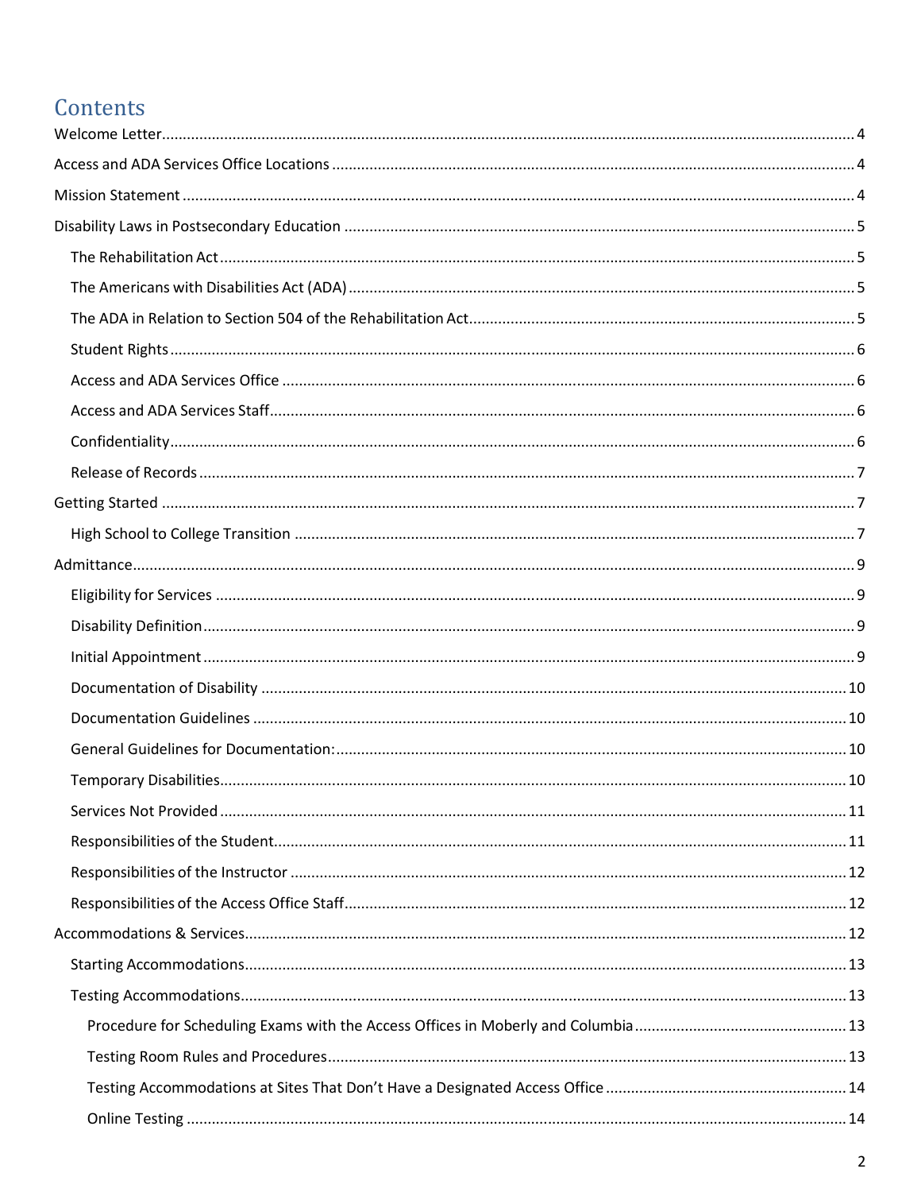# Contents

Welcome Letter.....4

Access and ADA Services Office Locations.....4

Mission Statement.....4

Disability Laws in Postsecondary Education.....5

- The Rehabilitation Act.....5
- The Americans with Disabilities Act (ADA).....5
- The ADA in Relation to Section 504 of the Rehabilitation Act.....5
- Student Rights.....6
- Access and ADA Services Office.....6
- Access and ADA Services Staff.....6
- Confidentiality.....6
- Release of Records.....7

Getting Started.....7

- High School to College Transition.....7

Admittance.....9

- Eligibility for Services.....9
- Disability Definition.....9
- Initial Appointment.....9
- Documentation of Disability.....10
- Documentation Guidelines.....10
- General Guidelines for Documentation:.....10
- Temporary Disabilities.....10
- Services Not Provided.....11
- Responsibilities of the Student.....11
- Responsibilities of the Instructor.....12
- Responsibilities of the Access Office Staff.....12

Accommodations & Services.....12

- Starting Accommodations.....13
- Testing Accommodations.....13
  - Procedure for Scheduling Exams with the Access Offices in Moberly and Columbia.....13
  - Testing Room Rules and Procedures.....13
  - Testing Accommodations at Sites That Don't Have a Designated Access Office.....14
  - Online Testing.....14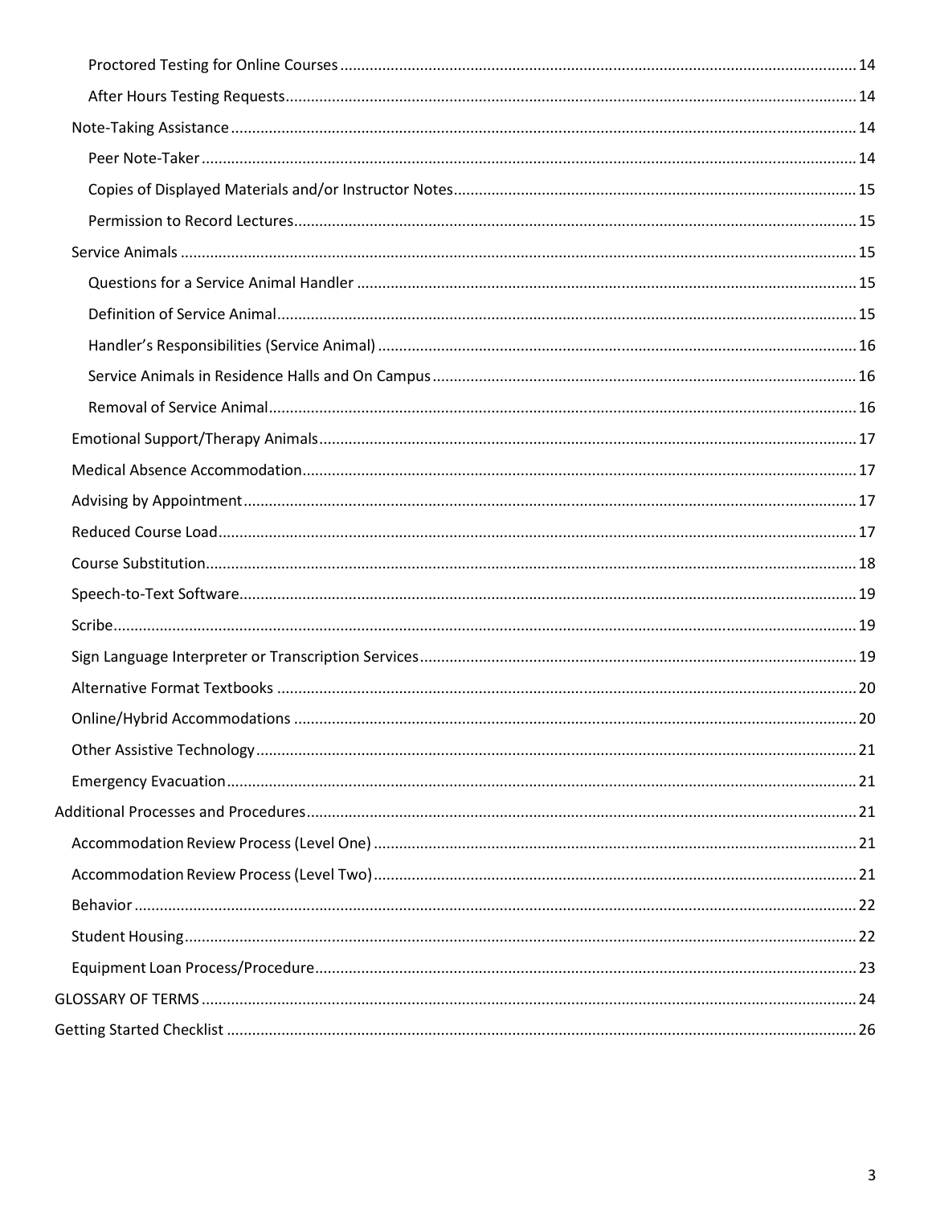- Proctored Testing for Online Courses ... 14
- After Hours Testing Requests ... 14
- Note-Taking Assistance ... 14
  - Peer Note-Taker ... 14
  - Copies of Displayed Materials and/or Instructor Notes ... 15
  - Permission to Record Lectures ... 15
- Service Animals ... 15
  - Questions for a Service Animal Handler ... 15
  - Definition of Service Animal ... 15
  - Handler's Responsibilities (Service Animal) ... 16
  - Service Animals in Residence Halls and On Campus ... 16
  - Removal of Service Animal ... 16
- Emotional Support/Therapy Animals ... 17
- Medical Absence Accommodation ... 17
- Advising by Appointment ... 17
- Reduced Course Load ... 17
- Course Substitution ... 18
- Speech-to-Text Software ... 19
- Scribe ... 19
- Sign Language Interpreter or Transcription Services ... 19
- Alternative Format Textbooks ... 20
- Online/Hybrid Accommodations ... 20
- Other Assistive Technology ... 21
- Emergency Evacuation ... 21

Additional Processes and Procedures ... 21
- Accommodation Review Process (Level One) ... 21
- Accommodation Review Process (Level Two) ... 21
- Behavior ... 22
- Student Housing ... 22
- Equipment Loan Process/Procedure ... 23

GLOSSARY OF TERMS ... 24

Getting Started Checklist ... 26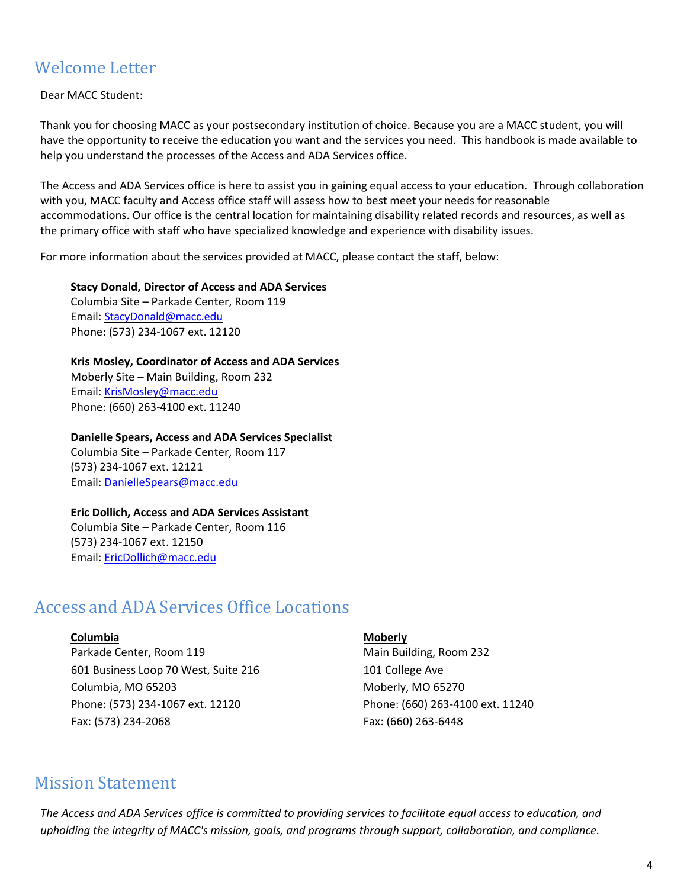## Welcome Letter

Dear MACC Student:

Thank you for choosing MACC as your postsecondary institution of choice. Because you are a MACC student, you will have the opportunity to receive the education you want and the services you need. This handbook is made available to help you understand the processes of the Access and ADA Services office.

The Access and ADA Services office is here to assist you in gaining equal access to your education. Through collaboration with you, MACC faculty and Access office staff will assess how to best meet your needs for reasonable accommodations. Our office is the central location for maintaining disability related records and resources, as well as the primary office with staff who have specialized knowledge and experience with disability issues.

For more information about the services provided at MACC, please contact the staff, below:

**Stacy Donald, Director of Access and ADA Services**
Columbia Site – Parkade Center, Room 119
Email: StacyDonald@macc.edu
Phone: (573) 234-1067 ext. 12120

**Kris Mosley, Coordinator of Access and ADA Services**
Moberly Site – Main Building, Room 232
Email: KrisMosley@macc.edu
Phone: (660) 263-4100 ext. 11240

**Danielle Spears, Access and ADA Services Specialist**
Columbia Site – Parkade Center, Room 117
(573) 234-1067 ext. 12121
Email: DanielleSpears@macc.edu

**Eric Dollich, Access and ADA Services Assistant**
Columbia Site – Parkade Center, Room 116
(573) 234-1067 ext. 12150
Email: EricDollich@macc.edu

## Access and ADA Services Office Locations

**Columbia**
Parkade Center, Room 119
601 Business Loop 70 West, Suite 216
Columbia, MO 65203
Phone: (573) 234-1067 ext. 12120
Fax: (573) 234-2068

**Moberly**
Main Building, Room 232
101 College Ave
Moberly, MO 65270
Phone: (660) 263-4100 ext. 11240
Fax: (660) 263-6448

## Mission Statement

*The Access and ADA Services office is committed to providing services to facilitate equal access to education, and upholding the integrity of MACC's mission, goals, and programs through support, collaboration, and compliance.*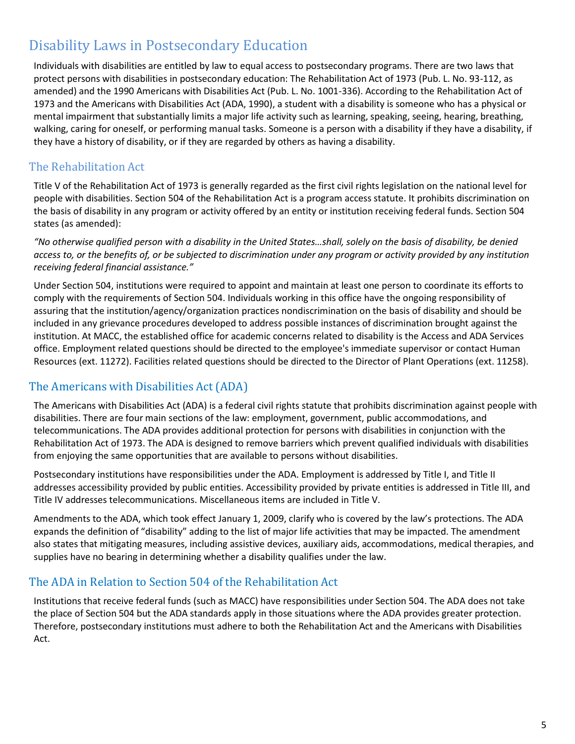# Disability Laws in Postsecondary Education

Individuals with disabilities are entitled by law to equal access to postsecondary programs. There are two laws that protect persons with disabilities in postsecondary education: The Rehabilitation Act of 1973 (Pub. L. No. 93-112, as amended) and the 1990 Americans with Disabilities Act (Pub. L. No. 1001-336). According to the Rehabilitation Act of 1973 and the Americans with Disabilities Act (ADA, 1990), a student with a disability is someone who has a physical or mental impairment that substantially limits a major life activity such as learning, speaking, seeing, hearing, breathing, walking, caring for oneself, or performing manual tasks. Someone is a person with a disability if they have a disability, if they have a history of disability, or if they are regarded by others as having a disability.

## The Rehabilitation Act

Title V of the Rehabilitation Act of 1973 is generally regarded as the first civil rights legislation on the national level for people with disabilities. Section 504 of the Rehabilitation Act is a program access statute. It prohibits discrimination on the basis of disability in any program or activity offered by an entity or institution receiving federal funds. Section 504 states (as amended):

*"No otherwise qualified person with a disability in the United States…shall, solely on the basis of disability, be denied access to, or the benefits of, or be subjected to discrimination under any program or activity provided by any institution receiving federal financial assistance."*

Under Section 504, institutions were required to appoint and maintain at least one person to coordinate its efforts to comply with the requirements of Section 504. Individuals working in this office have the ongoing responsibility of assuring that the institution/agency/organization practices nondiscrimination on the basis of disability and should be included in any grievance procedures developed to address possible instances of discrimination brought against the institution. At MACC, the established office for academic concerns related to disability is the Access and ADA Services office. Employment related questions should be directed to the employee's immediate supervisor or contact Human Resources (ext. 11272). Facilities related questions should be directed to the Director of Plant Operations (ext. 11258).

## The Americans with Disabilities Act (ADA)

The Americans with Disabilities Act (ADA) is a federal civil rights statute that prohibits discrimination against people with disabilities. There are four main sections of the law: employment, government, public accommodations, and telecommunications. The ADA provides additional protection for persons with disabilities in conjunction with the Rehabilitation Act of 1973. The ADA is designed to remove barriers which prevent qualified individuals with disabilities from enjoying the same opportunities that are available to persons without disabilities.

Postsecondary institutions have responsibilities under the ADA. Employment is addressed by Title I, and Title II addresses accessibility provided by public entities. Accessibility provided by private entities is addressed in Title III, and Title IV addresses telecommunications. Miscellaneous items are included in Title V.

Amendments to the ADA, which took effect January 1, 2009, clarify who is covered by the law's protections. The ADA expands the definition of "disability" adding to the list of major life activities that may be impacted. The amendment also states that mitigating measures, including assistive devices, auxiliary aids, accommodations, medical therapies, and supplies have no bearing in determining whether a disability qualifies under the law.

## The ADA in Relation to Section 504 of the Rehabilitation Act

Institutions that receive federal funds (such as MACC) have responsibilities under Section 504. The ADA does not take the place of Section 504 but the ADA standards apply in those situations where the ADA provides greater protection. Therefore, postsecondary institutions must adhere to both the Rehabilitation Act and the Americans with Disabilities Act.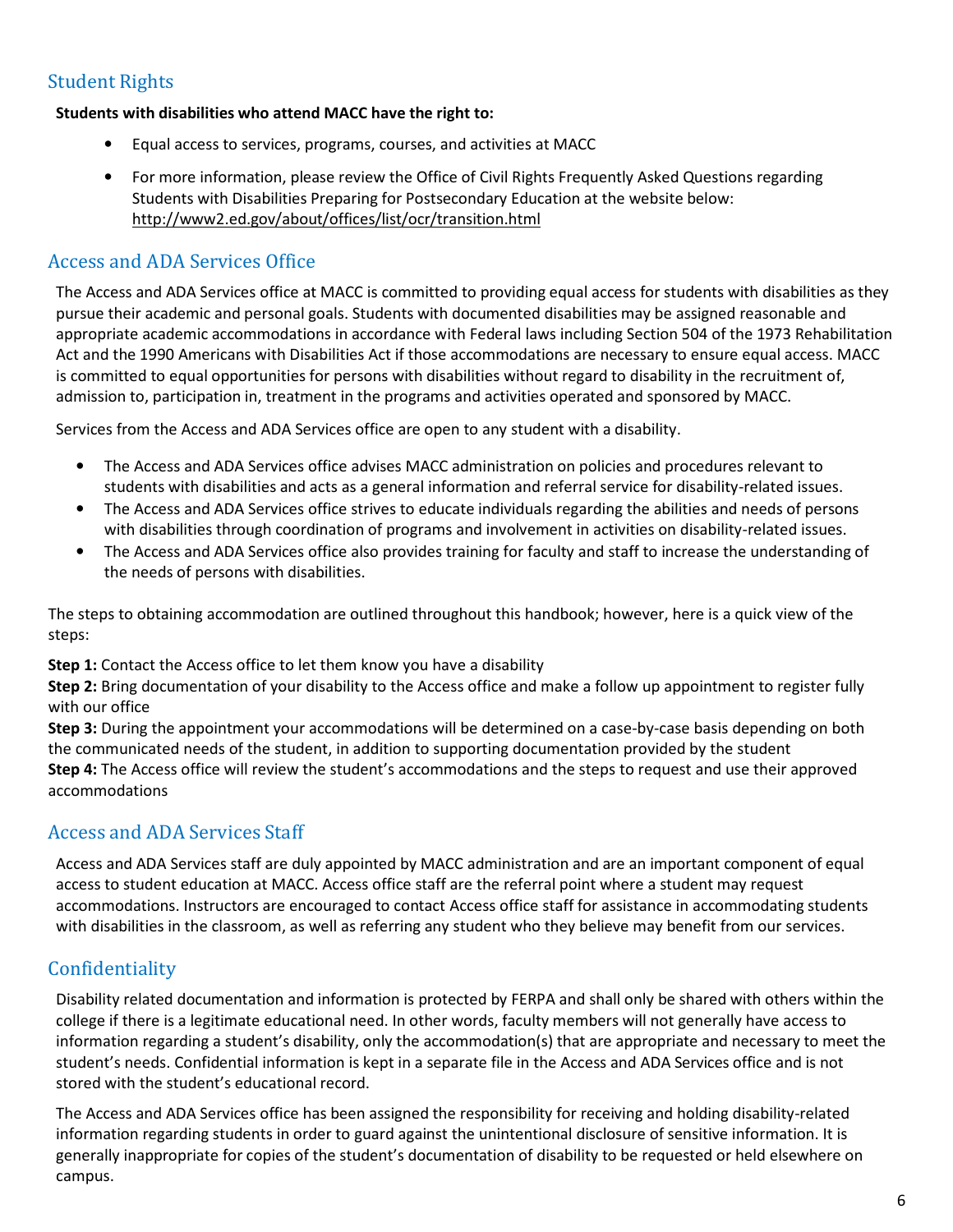## Student Rights

**Students with disabilities who attend MACC have the right to:**

- Equal access to services, programs, courses, and activities at MACC
- For more information, please review the Office of Civil Rights Frequently Asked Questions regarding Students with Disabilities Preparing for Postsecondary Education at the website below: http://www2.ed.gov/about/offices/list/ocr/transition.html

## Access and ADA Services Office

The Access and ADA Services office at MACC is committed to providing equal access for students with disabilities as they pursue their academic and personal goals. Students with documented disabilities may be assigned reasonable and appropriate academic accommodations in accordance with Federal laws including Section 504 of the 1973 Rehabilitation Act and the 1990 Americans with Disabilities Act if those accommodations are necessary to ensure equal access. MACC is committed to equal opportunities for persons with disabilities without regard to disability in the recruitment of, admission to, participation in, treatment in the programs and activities operated and sponsored by MACC.

Services from the Access and ADA Services office are open to any student with a disability.

- The Access and ADA Services office advises MACC administration on policies and procedures relevant to students with disabilities and acts as a general information and referral service for disability-related issues.
- The Access and ADA Services office strives to educate individuals regarding the abilities and needs of persons with disabilities through coordination of programs and involvement in activities on disability-related issues.
- The Access and ADA Services office also provides training for faculty and staff to increase the understanding of the needs of persons with disabilities.

The steps to obtaining accommodation are outlined throughout this handbook; however, here is a quick view of the steps:

**Step 1:** Contact the Access office to let them know you have a disability
**Step 2:** Bring documentation of your disability to the Access office and make a follow up appointment to register fully with our office
**Step 3:** During the appointment your accommodations will be determined on a case-by-case basis depending on both the communicated needs of the student, in addition to supporting documentation provided by the student
**Step 4:** The Access office will review the student's accommodations and the steps to request and use their approved accommodations

## Access and ADA Services Staff

Access and ADA Services staff are duly appointed by MACC administration and are an important component of equal access to student education at MACC. Access office staff are the referral point where a student may request accommodations. Instructors are encouraged to contact Access office staff for assistance in accommodating students with disabilities in the classroom, as well as referring any student who they believe may benefit from our services.

## Confidentiality

Disability related documentation and information is protected by FERPA and shall only be shared with others within the college if there is a legitimate educational need. In other words, faculty members will not generally have access to information regarding a student's disability, only the accommodation(s) that are appropriate and necessary to meet the student's needs. Confidential information is kept in a separate file in the Access and ADA Services office and is not stored with the student's educational record.

The Access and ADA Services office has been assigned the responsibility for receiving and holding disability-related information regarding students in order to guard against the unintentional disclosure of sensitive information. It is generally inappropriate for copies of the student's documentation of disability to be requested or held elsewhere on campus.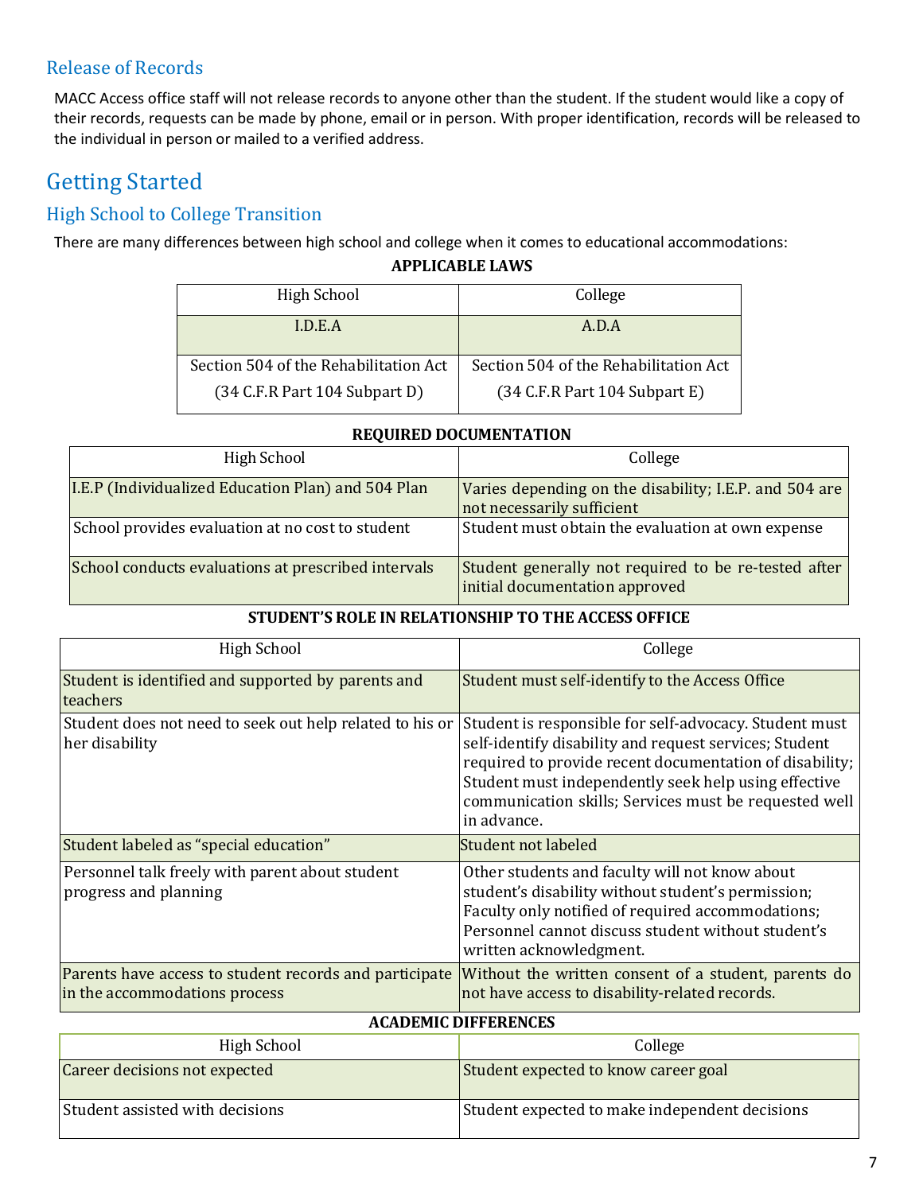## Release of Records

MACC Access office staff will not release records to anyone other than the student. If the student would like a copy of their records, requests can be made by phone, email or in person. With proper identification, records will be released to the individual in person or mailed to a verified address.

# Getting Started

## High School to College Transition

There are many differences between high school and college when it comes to educational accommodations:

**APPLICABLE LAWS**

| High School | College |
|---|---|
| I.D.E.A | A.D.A |
| Section 504 of the Rehabilitation Act (34 C.F.R Part 104 Subpart D) | Section 504 of the Rehabilitation Act (34 C.F.R Part 104 Subpart E) |

**REQUIRED DOCUMENTATION**

| High School | College |
|---|---|
| I.E.P (Individualized Education Plan) and 504 Plan | Varies depending on the disability; I.E.P. and 504 are not necessarily sufficient |
| School provides evaluation at no cost to student | Student must obtain the evaluation at own expense |
| School conducts evaluations at prescribed intervals | Student generally not required to be re-tested after initial documentation approved |

**STUDENT'S ROLE IN RELATIONSHIP TO THE ACCESS OFFICE**

| High School | College |
|---|---|
| Student is identified and supported by parents and teachers | Student must self-identify to the Access Office |
| Student does not need to seek out help related to his or her disability | Student is responsible for self-advocacy. Student must self-identify disability and request services; Student required to provide recent documentation of disability; Student must independently seek help using effective communication skills; Services must be requested well in advance. |
| Student labeled as "special education" | Student not labeled |
| Personnel talk freely with parent about student progress and planning | Other students and faculty will not know about student's disability without student's permission; Faculty only notified of required accommodations; Personnel cannot discuss student without student's written acknowledgment. |
| Parents have access to student records and participate in the accommodations process | Without the written consent of a student, parents do not have access to disability-related records. |

**ACADEMIC DIFFERENCES**

| High School | College |
|---|---|
| Career decisions not expected | Student expected to know career goal |
| Student assisted with decisions | Student expected to make independent decisions |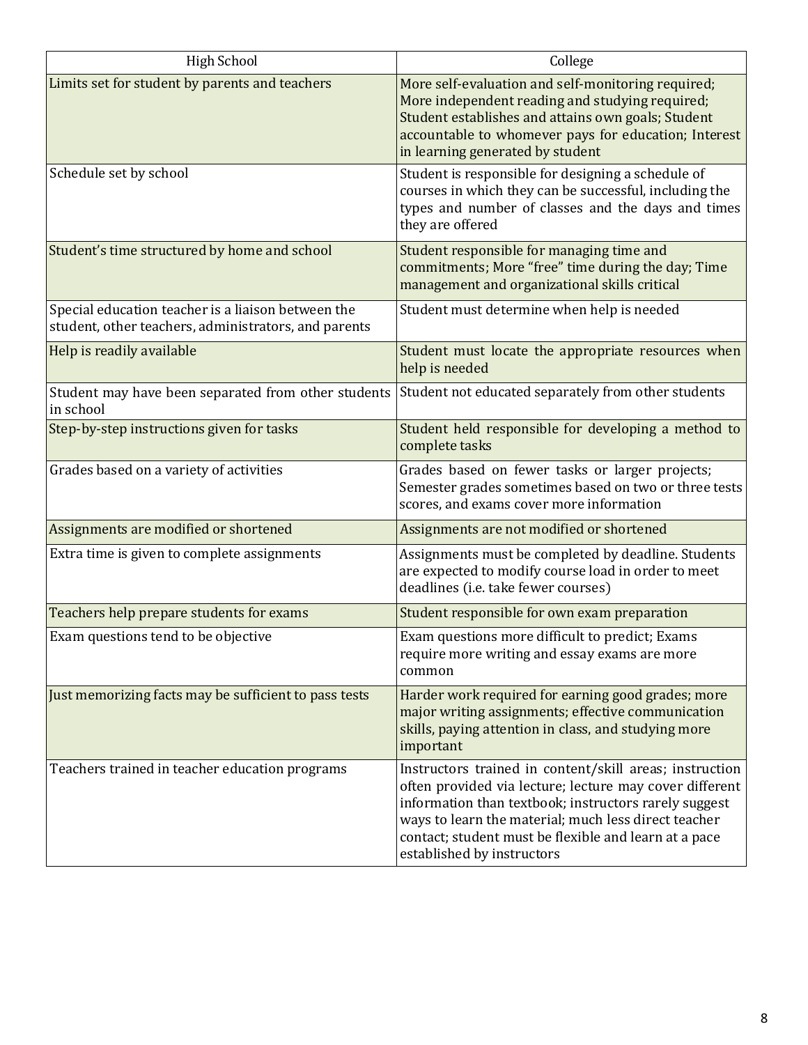| High School | College |
|---|---|
| Limits set for student by parents and teachers | More self-evaluation and self-monitoring required; More independent reading and studying required; Student establishes and attains own goals; Student accountable to whomever pays for education; Interest in learning generated by student |
| Schedule set by school | Student is responsible for designing a schedule of courses in which they can be successful, including the types and number of classes and the days and times they are offered |
| Student's time structured by home and school | Student responsible for managing time and commitments; More "free" time during the day; Time management and organizational skills critical |
| Special education teacher is a liaison between the student, other teachers, administrators, and parents | Student must determine when help is needed |
| Help is readily available | Student must locate the appropriate resources when help is needed |
| Student may have been separated from other students in school | Student not educated separately from other students |
| Step-by-step instructions given for tasks | Student held responsible for developing a method to complete tasks |
| Grades based on a variety of activities | Grades based on fewer tasks or larger projects; Semester grades sometimes based on two or three tests scores, and exams cover more information |
| Assignments are modified or shortened | Assignments are not modified or shortened |
| Extra time is given to complete assignments | Assignments must be completed by deadline. Students are expected to modify course load in order to meet deadlines (i.e. take fewer courses) |
| Teachers help prepare students for exams | Student responsible for own exam preparation |
| Exam questions tend to be objective | Exam questions more difficult to predict; Exams require more writing and essay exams are more common |
| Just memorizing facts may be sufficient to pass tests | Harder work required for earning good grades; more major writing assignments; effective communication skills, paying attention in class, and studying more important |
| Teachers trained in teacher education programs | Instructors trained in content/skill areas; instruction often provided via lecture; lecture may cover different information than textbook; instructors rarely suggest ways to learn the material; much less direct teacher contact; student must be flexible and learn at a pace established by instructors |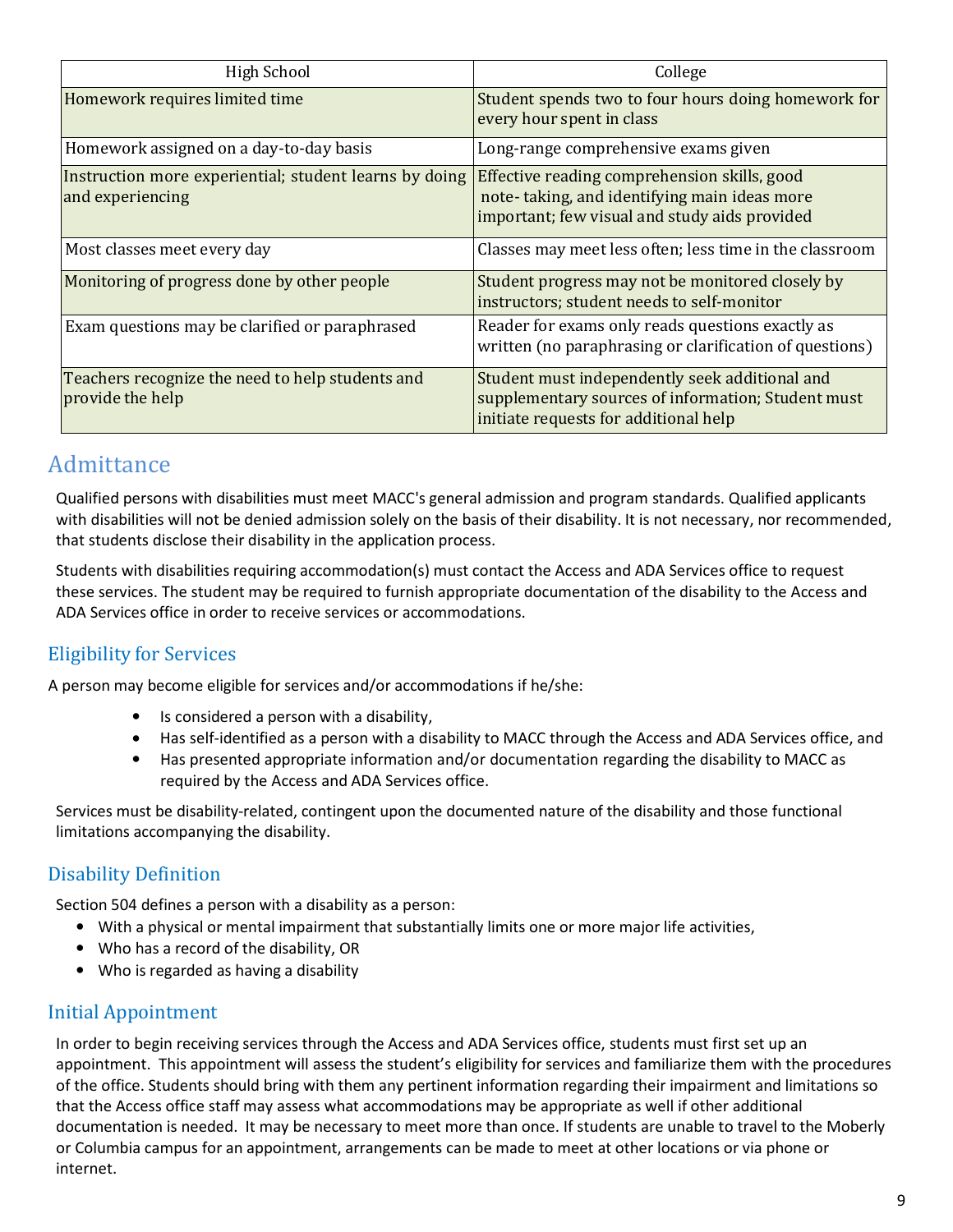| High School | College |
|---|---|
| Homework requires limited time | Student spends two to four hours doing homework for every hour spent in class |
| Homework assigned on a day-to-day basis | Long-range comprehensive exams given |
| Instruction more experiential; student learns by doing and experiencing | Effective reading comprehension skills, good note- taking, and identifying main ideas more important; few visual and study aids provided |
| Most classes meet every day | Classes may meet less often; less time in the classroom |
| Monitoring of progress done by other people | Student progress may not be monitored closely by instructors; student needs to self-monitor |
| Exam questions may be clarified or paraphrased | Reader for exams only reads questions exactly as written (no paraphrasing or clarification of questions) |
| Teachers recognize the need to help students and provide the help | Student must independently seek additional and supplementary sources of information; Student must initiate requests for additional help |

## Admittance

Qualified persons with disabilities must meet MACC's general admission and program standards. Qualified applicants with disabilities will not be denied admission solely on the basis of their disability. It is not necessary, nor recommended, that students disclose their disability in the application process.

Students with disabilities requiring accommodation(s) must contact the Access and ADA Services office to request these services. The student may be required to furnish appropriate documentation of the disability to the Access and ADA Services office in order to receive services or accommodations.

### Eligibility for Services

A person may become eligible for services and/or accommodations if he/she:

- Is considered a person with a disability,
- Has self-identified as a person with a disability to MACC through the Access and ADA Services office, and
- Has presented appropriate information and/or documentation regarding the disability to MACC as required by the Access and ADA Services office.

Services must be disability-related, contingent upon the documented nature of the disability and those functional limitations accompanying the disability.

### Disability Definition

Section 504 defines a person with a disability as a person:

- With a physical or mental impairment that substantially limits one or more major life activities,
- Who has a record of the disability, OR
- Who is regarded as having a disability

### Initial Appointment

In order to begin receiving services through the Access and ADA Services office, students must first set up an appointment. This appointment will assess the student's eligibility for services and familiarize them with the procedures of the office. Students should bring with them any pertinent information regarding their impairment and limitations so that the Access office staff may assess what accommodations may be appropriate as well if other additional documentation is needed. It may be necessary to meet more than once. If students are unable to travel to the Moberly or Columbia campus for an appointment, arrangements can be made to meet at other locations or via phone or internet.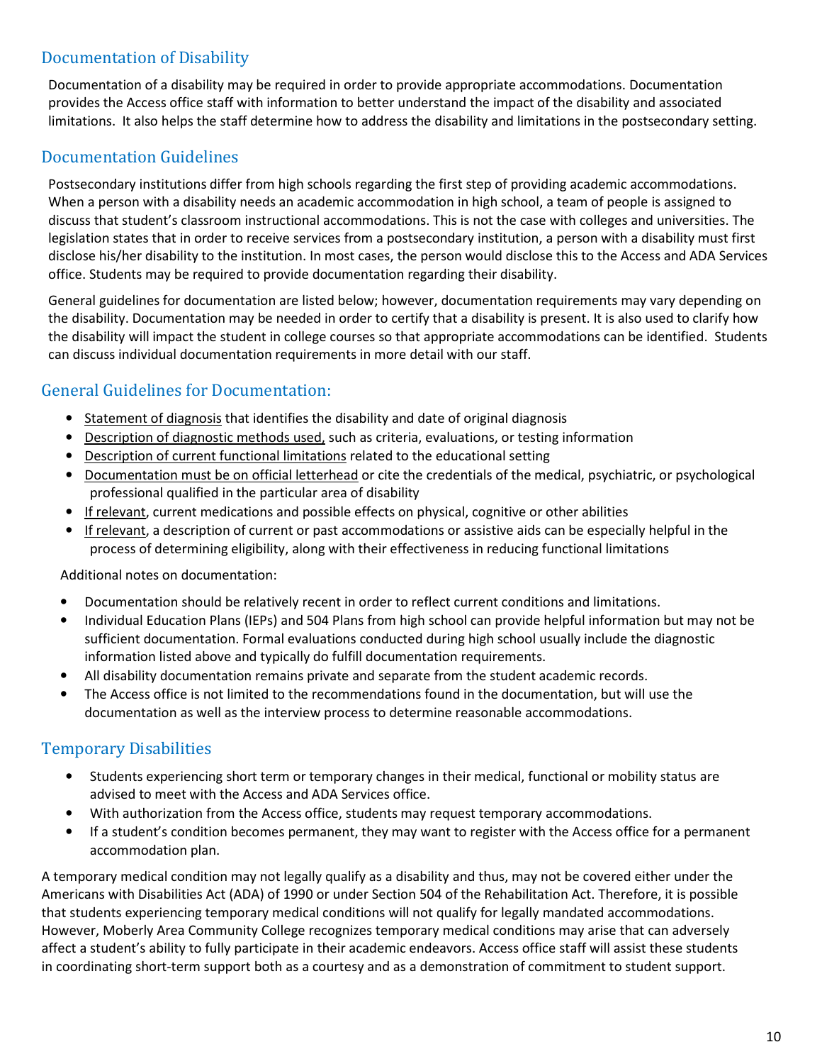## Documentation of Disability

Documentation of a disability may be required in order to provide appropriate accommodations. Documentation provides the Access office staff with information to better understand the impact of the disability and associated limitations. It also helps the staff determine how to address the disability and limitations in the postsecondary setting.

## Documentation Guidelines

Postsecondary institutions differ from high schools regarding the first step of providing academic accommodations. When a person with a disability needs an academic accommodation in high school, a team of people is assigned to discuss that student's classroom instructional accommodations. This is not the case with colleges and universities. The legislation states that in order to receive services from a postsecondary institution, a person with a disability must first disclose his/her disability to the institution. In most cases, the person would disclose this to the Access and ADA Services office. Students may be required to provide documentation regarding their disability.

General guidelines for documentation are listed below; however, documentation requirements may vary depending on the disability. Documentation may be needed in order to certify that a disability is present. It is also used to clarify how the disability will impact the student in college courses so that appropriate accommodations can be identified. Students can discuss individual documentation requirements in more detail with our staff.

## General Guidelines for Documentation:

- <u>Statement of diagnosis</u> that identifies the disability and date of original diagnosis
- <u>Description of diagnostic methods used,</u> such as criteria, evaluations, or testing information
- <u>Description of current functional limitations</u> related to the educational setting
- <u>Documentation must be on official letterhead</u> or cite the credentials of the medical, psychiatric, or psychological professional qualified in the particular area of disability
- <u>If relevant</u>, current medications and possible effects on physical, cognitive or other abilities
- <u>If relevant</u>, a description of current or past accommodations or assistive aids can be especially helpful in the process of determining eligibility, along with their effectiveness in reducing functional limitations

Additional notes on documentation:

- Documentation should be relatively recent in order to reflect current conditions and limitations.
- Individual Education Plans (IEPs) and 504 Plans from high school can provide helpful information but may not be sufficient documentation. Formal evaluations conducted during high school usually include the diagnostic information listed above and typically do fulfill documentation requirements.
- All disability documentation remains private and separate from the student academic records.
- The Access office is not limited to the recommendations found in the documentation, but will use the documentation as well as the interview process to determine reasonable accommodations.

## Temporary Disabilities

- Students experiencing short term or temporary changes in their medical, functional or mobility status are advised to meet with the Access and ADA Services office.
- With authorization from the Access office, students may request temporary accommodations.
- If a student's condition becomes permanent, they may want to register with the Access office for a permanent accommodation plan.

A temporary medical condition may not legally qualify as a disability and thus, may not be covered either under the Americans with Disabilities Act (ADA) of 1990 or under Section 504 of the Rehabilitation Act. Therefore, it is possible that students experiencing temporary medical conditions will not qualify for legally mandated accommodations. However, Moberly Area Community College recognizes temporary medical conditions may arise that can adversely affect a student's ability to fully participate in their academic endeavors. Access office staff will assist these students in coordinating short-term support both as a courtesy and as a demonstration of commitment to student support.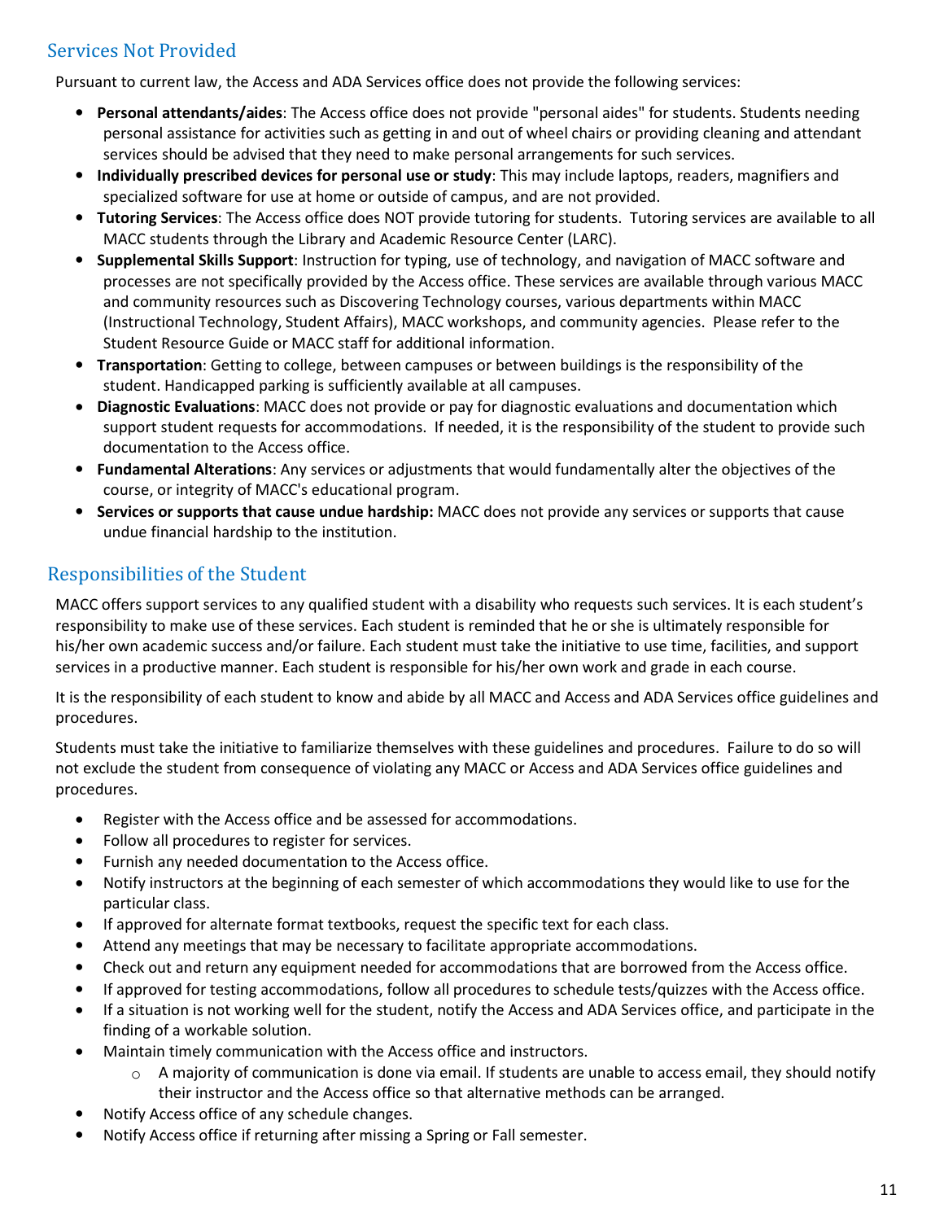## Services Not Provided

Pursuant to current law, the Access and ADA Services office does not provide the following services:

- **Personal attendants/aides**: The Access office does not provide "personal aides" for students. Students needing personal assistance for activities such as getting in and out of wheel chairs or providing cleaning and attendant services should be advised that they need to make personal arrangements for such services.
- **Individually prescribed devices for personal use or study**: This may include laptops, readers, magnifiers and specialized software for use at home or outside of campus, and are not provided.
- **Tutoring Services**: The Access office does NOT provide tutoring for students. Tutoring services are available to all MACC students through the Library and Academic Resource Center (LARC).
- **Supplemental Skills Support**: Instruction for typing, use of technology, and navigation of MACC software and processes are not specifically provided by the Access office. These services are available through various MACC and community resources such as Discovering Technology courses, various departments within MACC (Instructional Technology, Student Affairs), MACC workshops, and community agencies. Please refer to the Student Resource Guide or MACC staff for additional information.
- **Transportation**: Getting to college, between campuses or between buildings is the responsibility of the student. Handicapped parking is sufficiently available at all campuses.
- **Diagnostic Evaluations**: MACC does not provide or pay for diagnostic evaluations and documentation which support student requests for accommodations. If needed, it is the responsibility of the student to provide such documentation to the Access office.
- **Fundamental Alterations**: Any services or adjustments that would fundamentally alter the objectives of the course, or integrity of MACC's educational program.
- **Services or supports that cause undue hardship:** MACC does not provide any services or supports that cause undue financial hardship to the institution.

## Responsibilities of the Student

MACC offers support services to any qualified student with a disability who requests such services. It is each student's responsibility to make use of these services. Each student is reminded that he or she is ultimately responsible for his/her own academic success and/or failure. Each student must take the initiative to use time, facilities, and support services in a productive manner. Each student is responsible for his/her own work and grade in each course.

It is the responsibility of each student to know and abide by all MACC and Access and ADA Services office guidelines and procedures.

Students must take the initiative to familiarize themselves with these guidelines and procedures. Failure to do so will not exclude the student from consequence of violating any MACC or Access and ADA Services office guidelines and procedures.

- Register with the Access office and be assessed for accommodations.
- Follow all procedures to register for services.
- Furnish any needed documentation to the Access office.
- Notify instructors at the beginning of each semester of which accommodations they would like to use for the particular class.
- If approved for alternate format textbooks, request the specific text for each class.
- Attend any meetings that may be necessary to facilitate appropriate accommodations.
- Check out and return any equipment needed for accommodations that are borrowed from the Access office.
- If approved for testing accommodations, follow all procedures to schedule tests/quizzes with the Access office.
- If a situation is not working well for the student, notify the Access and ADA Services office, and participate in the finding of a workable solution.
- Maintain timely communication with the Access office and instructors.
  - A majority of communication is done via email. If students are unable to access email, they should notify their instructor and the Access office so that alternative methods can be arranged.
- Notify Access office of any schedule changes.
- Notify Access office if returning after missing a Spring or Fall semester.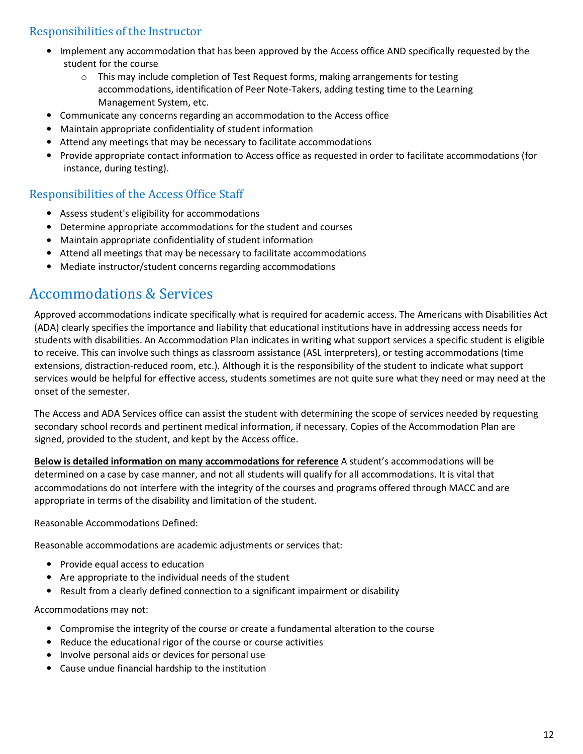### Responsibilities of the Instructor

- Implement any accommodation that has been approved by the Access office AND specifically requested by the student for the course
  - This may include completion of Test Request forms, making arrangements for testing accommodations, identification of Peer Note-Takers, adding testing time to the Learning Management System, etc.
- Communicate any concerns regarding an accommodation to the Access office
- Maintain appropriate confidentiality of student information
- Attend any meetings that may be necessary to facilitate accommodations
- Provide appropriate contact information to Access office as requested in order to facilitate accommodations (for instance, during testing).

### Responsibilities of the Access Office Staff

- Assess student's eligibility for accommodations
- Determine appropriate accommodations for the student and courses
- Maintain appropriate confidentiality of student information
- Attend all meetings that may be necessary to facilitate accommodations
- Mediate instructor/student concerns regarding accommodations

## Accommodations & Services

Approved accommodations indicate specifically what is required for academic access. The Americans with Disabilities Act (ADA) clearly specifies the importance and liability that educational institutions have in addressing access needs for students with disabilities. An Accommodation Plan indicates in writing what support services a specific student is eligible to receive. This can involve such things as classroom assistance (ASL interpreters), or testing accommodations (time extensions, distraction-reduced room, etc.). Although it is the responsibility of the student to indicate what support services would be helpful for effective access, students sometimes are not quite sure what they need or may need at the onset of the semester.

The Access and ADA Services office can assist the student with determining the scope of services needed by requesting secondary school records and pertinent medical information, if necessary. Copies of the Accommodation Plan are signed, provided to the student, and kept by the Access office.

**Below is detailed information on many accommodations for reference** A student's accommodations will be determined on a case by case manner, and not all students will qualify for all accommodations. It is vital that accommodations do not interfere with the integrity of the courses and programs offered through MACC and are appropriate in terms of the disability and limitation of the student.

Reasonable Accommodations Defined:

Reasonable accommodations are academic adjustments or services that:

- Provide equal access to education
- Are appropriate to the individual needs of the student
- Result from a clearly defined connection to a significant impairment or disability

Accommodations may not:

- Compromise the integrity of the course or create a fundamental alteration to the course
- Reduce the educational rigor of the course or course activities
- Involve personal aids or devices for personal use
- Cause undue financial hardship to the institution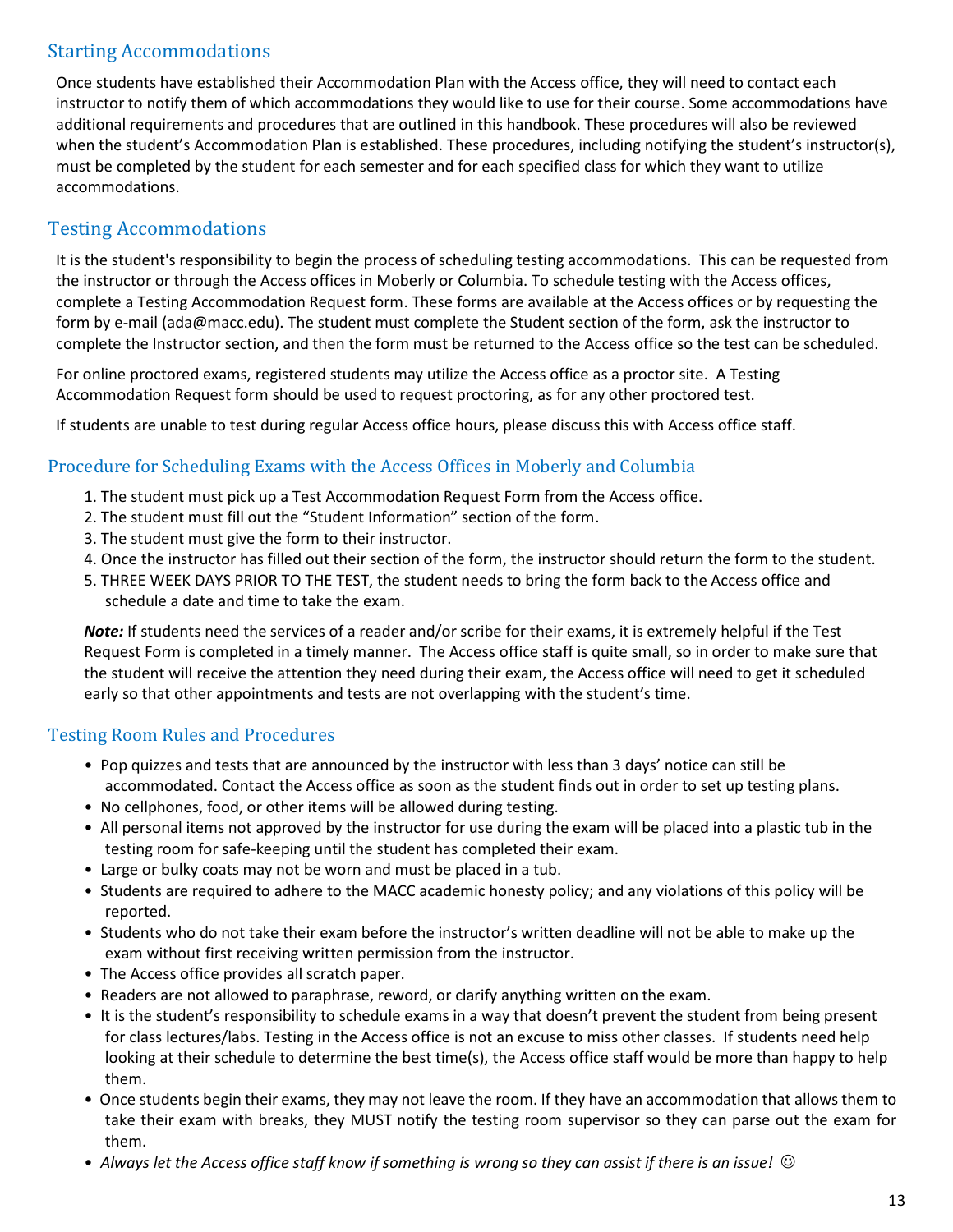## Starting Accommodations

Once students have established their Accommodation Plan with the Access office, they will need to contact each instructor to notify them of which accommodations they would like to use for their course. Some accommodations have additional requirements and procedures that are outlined in this handbook. These procedures will also be reviewed when the student's Accommodation Plan is established. These procedures, including notifying the student's instructor(s), must be completed by the student for each semester and for each specified class for which they want to utilize accommodations.

## Testing Accommodations

It is the student's responsibility to begin the process of scheduling testing accommodations. This can be requested from the instructor or through the Access offices in Moberly or Columbia. To schedule testing with the Access offices, complete a Testing Accommodation Request form. These forms are available at the Access offices or by requesting the form by e-mail (ada@macc.edu). The student must complete the Student section of the form, ask the instructor to complete the Instructor section, and then the form must be returned to the Access office so the test can be scheduled.

For online proctored exams, registered students may utilize the Access office as a proctor site. A Testing Accommodation Request form should be used to request proctoring, as for any other proctored test.

If students are unable to test during regular Access office hours, please discuss this with Access office staff.

## Procedure for Scheduling Exams with the Access Offices in Moberly and Columbia

1. The student must pick up a Test Accommodation Request Form from the Access office.
2. The student must fill out the "Student Information" section of the form.
3. The student must give the form to their instructor.
4. Once the instructor has filled out their section of the form, the instructor should return the form to the student.
5. THREE WEEK DAYS PRIOR TO THE TEST, the student needs to bring the form back to the Access office and schedule a date and time to take the exam.

***Note:*** If students need the services of a reader and/or scribe for their exams, it is extremely helpful if the Test Request Form is completed in a timely manner. The Access office staff is quite small, so in order to make sure that the student will receive the attention they need during their exam, the Access office will need to get it scheduled early so that other appointments and tests are not overlapping with the student's time.

## Testing Room Rules and Procedures

- Pop quizzes and tests that are announced by the instructor with less than 3 days' notice can still be accommodated. Contact the Access office as soon as the student finds out in order to set up testing plans.
- No cellphones, food, or other items will be allowed during testing.
- All personal items not approved by the instructor for use during the exam will be placed into a plastic tub in the testing room for safe-keeping until the student has completed their exam.
- Large or bulky coats may not be worn and must be placed in a tub.
- Students are required to adhere to the MACC academic honesty policy; and any violations of this policy will be reported.
- Students who do not take their exam before the instructor's written deadline will not be able to make up the exam without first receiving written permission from the instructor.
- The Access office provides all scratch paper.
- Readers are not allowed to paraphrase, reword, or clarify anything written on the exam.
- It is the student's responsibility to schedule exams in a way that doesn't prevent the student from being present for class lectures/labs. Testing in the Access office is not an excuse to miss other classes. If students need help looking at their schedule to determine the best time(s), the Access office staff would be more than happy to help them.
- Once students begin their exams, they may not leave the room. If they have an accommodation that allows them to take their exam with breaks, they MUST notify the testing room supervisor so they can parse out the exam for them.
- *Always let the Access office staff know if something is wrong so they can assist if there is an issue!* ☺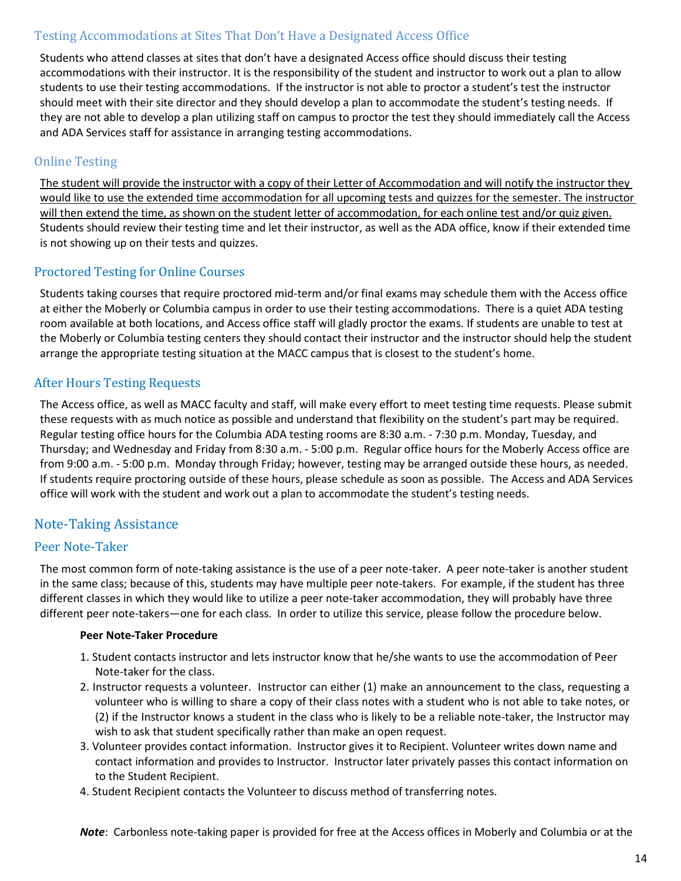### Testing Accommodations at Sites That Don't Have a Designated Access Office

Students who attend classes at sites that don't have a designated Access office should discuss their testing accommodations with their instructor. It is the responsibility of the student and instructor to work out a plan to allow students to use their testing accommodations. If the instructor is not able to proctor a student's test the instructor should meet with their site director and they should develop a plan to accommodate the student's testing needs. If they are not able to develop a plan utilizing staff on campus to proctor the test they should immediately call the Access and ADA Services staff for assistance in arranging testing accommodations.

### Online Testing

<u>The student will provide the instructor with a copy of their Letter of Accommodation and will notify the instructor they would like to use the extended time accommodation for all upcoming tests and quizzes for the semester. The instructor will then extend the time, as shown on the student letter of accommodation, for each online test and/or quiz given.</u> Students should review their testing time and let their instructor, as well as the ADA office, know if their extended time is not showing up on their tests and quizzes.

### Proctored Testing for Online Courses

Students taking courses that require proctored mid-term and/or final exams may schedule them with the Access office at either the Moberly or Columbia campus in order to use their testing accommodations. There is a quiet ADA testing room available at both locations, and Access office staff will gladly proctor the exams. If students are unable to test at the Moberly or Columbia testing centers they should contact their instructor and the instructor should help the student arrange the appropriate testing situation at the MACC campus that is closest to the student's home.

### After Hours Testing Requests

The Access office, as well as MACC faculty and staff, will make every effort to meet testing time requests. Please submit these requests with as much notice as possible and understand that flexibility on the student's part may be required. Regular testing office hours for the Columbia ADA testing rooms are 8:30 a.m. - 7:30 p.m. Monday, Tuesday, and Thursday; and Wednesday and Friday from 8:30 a.m. - 5:00 p.m. Regular office hours for the Moberly Access office are from 9:00 a.m. - 5:00 p.m. Monday through Friday; however, testing may be arranged outside these hours, as needed. If students require proctoring outside of these hours, please schedule as soon as possible. The Access and ADA Services office will work with the student and work out a plan to accommodate the student's testing needs.

## Note-Taking Assistance

### Peer Note-Taker

The most common form of note-taking assistance is the use of a peer note-taker. A peer note-taker is another student in the same class; because of this, students may have multiple peer note-takers. For example, if the student has three different classes in which they would like to utilize a peer note-taker accommodation, they will probably have three different peer note-takers—one for each class. In order to utilize this service, please follow the procedure below.

**Peer Note-Taker Procedure**

1. Student contacts instructor and lets instructor know that he/she wants to use the accommodation of Peer Note-taker for the class.
2. Instructor requests a volunteer. Instructor can either (1) make an announcement to the class, requesting a volunteer who is willing to share a copy of their class notes with a student who is not able to take notes, or (2) if the Instructor knows a student in the class who is likely to be a reliable note-taker, the Instructor may wish to ask that student specifically rather than make an open request.
3. Volunteer provides contact information. Instructor gives it to Recipient. Volunteer writes down name and contact information and provides to Instructor. Instructor later privately passes this contact information on to the Student Recipient.
4. Student Recipient contacts the Volunteer to discuss method of transferring notes.

***Note***: Carbonless note-taking paper is provided for free at the Access offices in Moberly and Columbia or at the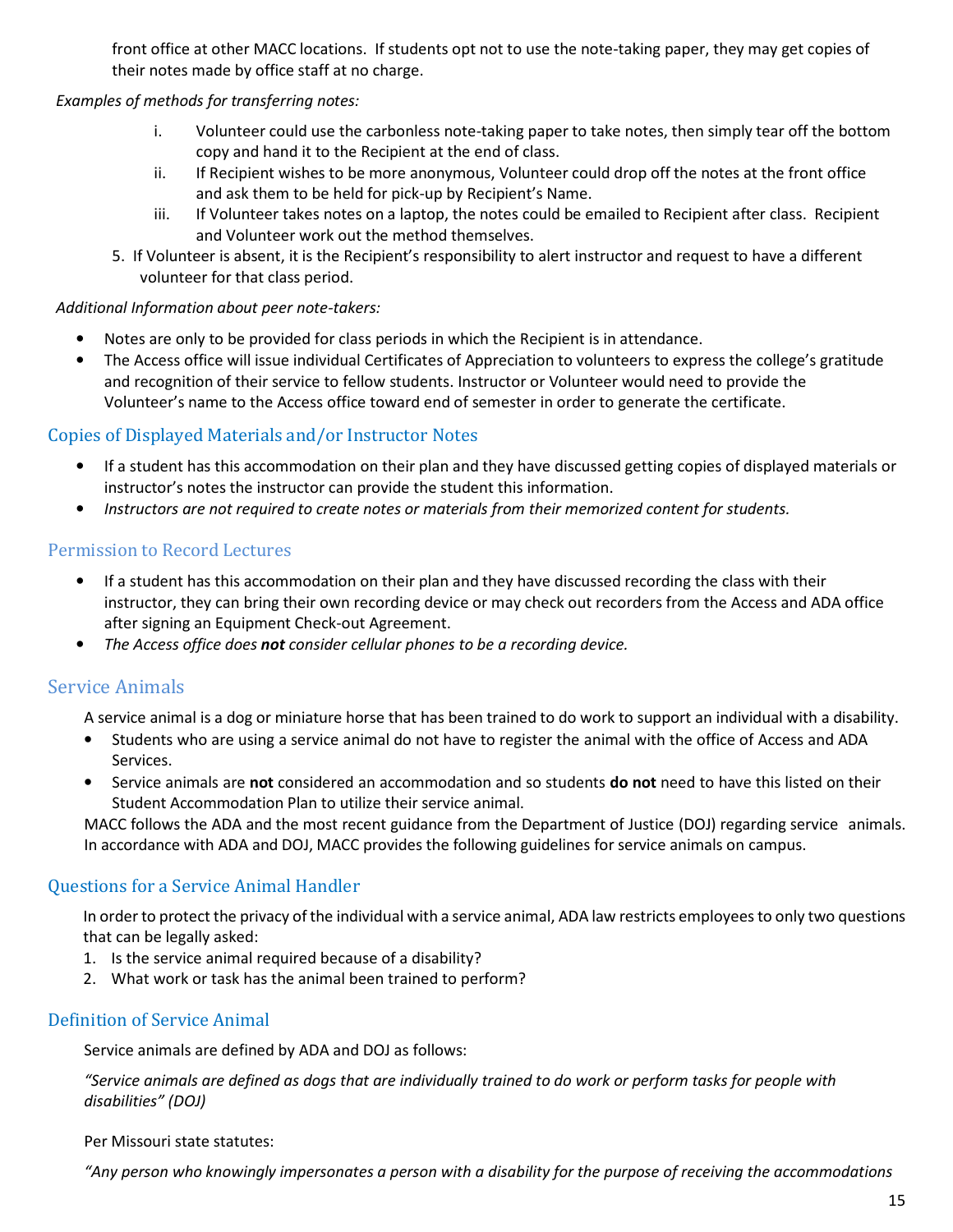front office at other MACC locations. If students opt not to use the note-taking paper, they may get copies of their notes made by office staff at no charge.

*Examples of methods for transferring notes:*

i. Volunteer could use the carbonless note-taking paper to take notes, then simply tear off the bottom copy and hand it to the Recipient at the end of class.
ii. If Recipient wishes to be more anonymous, Volunteer could drop off the notes at the front office and ask them to be held for pick-up by Recipient's Name.
iii. If Volunteer takes notes on a laptop, the notes could be emailed to Recipient after class. Recipient and Volunteer work out the method themselves.

5. If Volunteer is absent, it is the Recipient's responsibility to alert instructor and request to have a different volunteer for that class period.

*Additional Information about peer note-takers:*

- Notes are only to be provided for class periods in which the Recipient is in attendance.
- The Access office will issue individual Certificates of Appreciation to volunteers to express the college's gratitude and recognition of their service to fellow students. Instructor or Volunteer would need to provide the Volunteer's name to the Access office toward end of semester in order to generate the certificate.

### Copies of Displayed Materials and/or Instructor Notes

- If a student has this accommodation on their plan and they have discussed getting copies of displayed materials or instructor's notes the instructor can provide the student this information.
- *Instructors are not required to create notes or materials from their memorized content for students.*

### Permission to Record Lectures

- If a student has this accommodation on their plan and they have discussed recording the class with their instructor, they can bring their own recording device or may check out recorders from the Access and ADA office after signing an Equipment Check-out Agreement.
- *The Access office does **not** consider cellular phones to be a recording device.*

## Service Animals

A service animal is a dog or miniature horse that has been trained to do work to support an individual with a disability.

- Students who are using a service animal do not have to register the animal with the office of Access and ADA Services.
- Service animals are **not** considered an accommodation and so students **do not** need to have this listed on their Student Accommodation Plan to utilize their service animal.

MACC follows the ADA and the most recent guidance from the Department of Justice (DOJ) regarding service animals. In accordance with ADA and DOJ, MACC provides the following guidelines for service animals on campus.

### Questions for a Service Animal Handler

In order to protect the privacy of the individual with a service animal, ADA law restricts employees to only two questions that can be legally asked:

1. Is the service animal required because of a disability?
2. What work or task has the animal been trained to perform?

### Definition of Service Animal

Service animals are defined by ADA and DOJ as follows:

*"Service animals are defined as dogs that are individually trained to do work or perform tasks for people with disabilities" (DOJ)*

Per Missouri state statutes:

*"Any person who knowingly impersonates a person with a disability for the purpose of receiving the accommodations*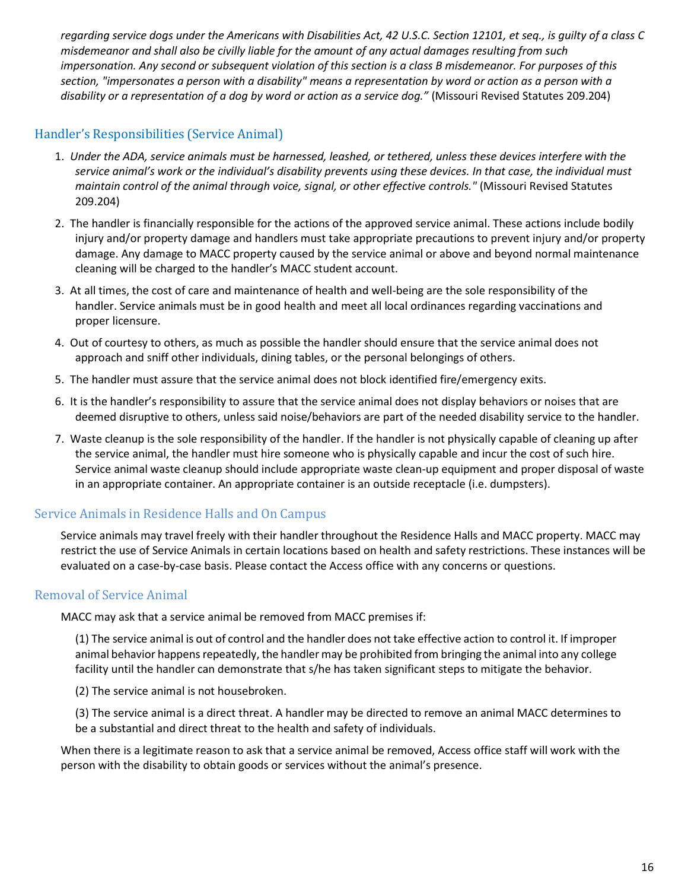*regarding service dogs under the Americans with Disabilities Act, 42 U.S.C. Section 12101, et seq., is guilty of a class C misdemeanor and shall also be civilly liable for the amount of any actual damages resulting from such impersonation. Any second or subsequent violation of this section is a class B misdemeanor. For purposes of this section, "impersonates a person with a disability" means a representation by word or action as a person with a disability or a representation of a dog by word or action as a service dog."* (Missouri Revised Statutes 209.204)

## Handler's Responsibilities (Service Animal)

1. *Under the ADA, service animals must be harnessed, leashed, or tethered, unless these devices interfere with the service animal's work or the individual's disability prevents using these devices. In that case, the individual must maintain control of the animal through voice, signal, or other effective controls."* (Missouri Revised Statutes 209.204)
2. The handler is financially responsible for the actions of the approved service animal. These actions include bodily injury and/or property damage and handlers must take appropriate precautions to prevent injury and/or property damage. Any damage to MACC property caused by the service animal or above and beyond normal maintenance cleaning will be charged to the handler's MACC student account.
3. At all times, the cost of care and maintenance of health and well-being are the sole responsibility of the handler. Service animals must be in good health and meet all local ordinances regarding vaccinations and proper licensure.
4. Out of courtesy to others, as much as possible the handler should ensure that the service animal does not approach and sniff other individuals, dining tables, or the personal belongings of others.
5. The handler must assure that the service animal does not block identified fire/emergency exits.
6. It is the handler's responsibility to assure that the service animal does not display behaviors or noises that are deemed disruptive to others, unless said noise/behaviors are part of the needed disability service to the handler.
7. Waste cleanup is the sole responsibility of the handler. If the handler is not physically capable of cleaning up after the service animal, the handler must hire someone who is physically capable and incur the cost of such hire. Service animal waste cleanup should include appropriate waste clean-up equipment and proper disposal of waste in an appropriate container. An appropriate container is an outside receptacle (i.e. dumpsters).

## Service Animals in Residence Halls and On Campus

Service animals may travel freely with their handler throughout the Residence Halls and MACC property. MACC may restrict the use of Service Animals in certain locations based on health and safety restrictions. These instances will be evaluated on a case-by-case basis. Please contact the Access office with any concerns or questions.

## Removal of Service Animal

MACC may ask that a service animal be removed from MACC premises if:

(1) The service animal is out of control and the handler does not take effective action to control it. If improper animal behavior happens repeatedly, the handler may be prohibited from bringing the animal into any college facility until the handler can demonstrate that s/he has taken significant steps to mitigate the behavior.

(2) The service animal is not housebroken.

(3) The service animal is a direct threat. A handler may be directed to remove an animal MACC determines to be a substantial and direct threat to the health and safety of individuals.

When there is a legitimate reason to ask that a service animal be removed, Access office staff will work with the person with the disability to obtain goods or services without the animal's presence.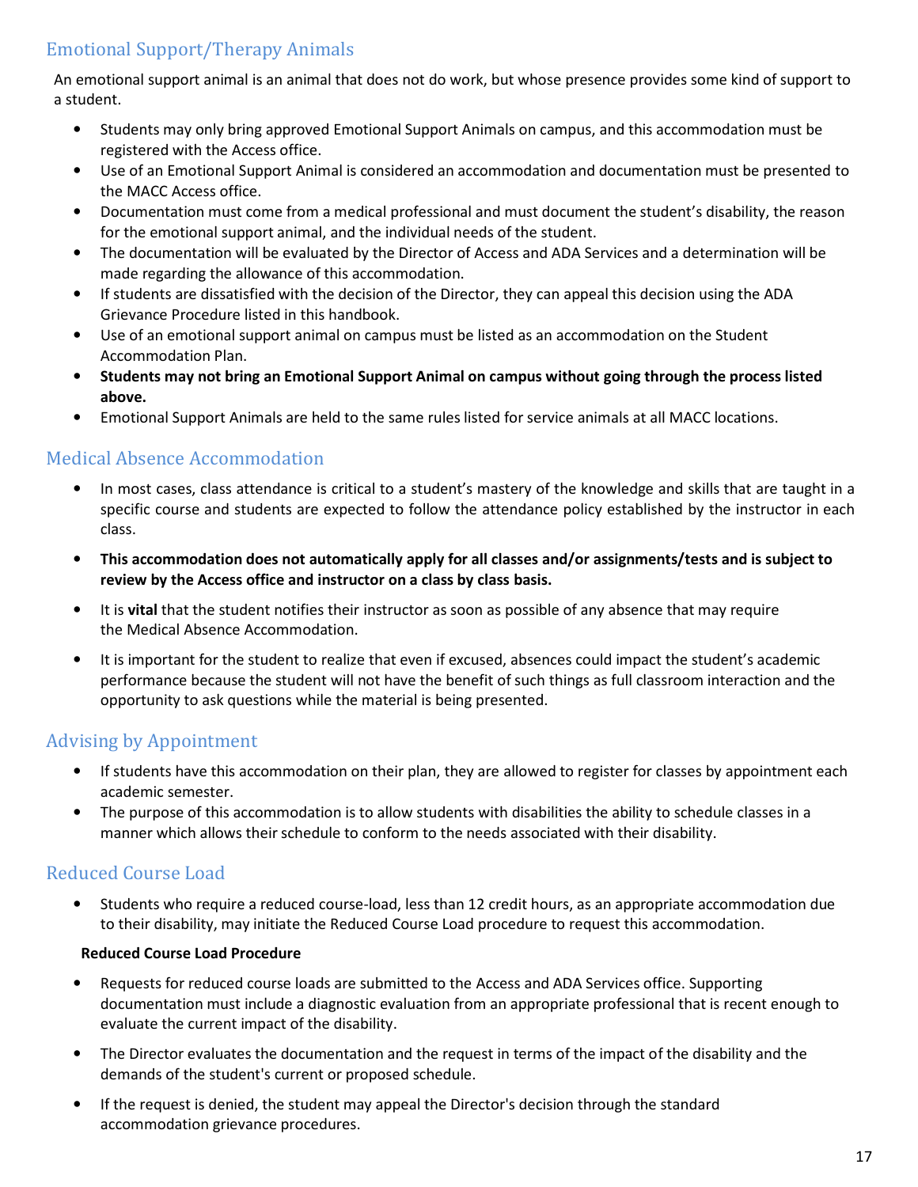## Emotional Support/Therapy Animals

An emotional support animal is an animal that does not do work, but whose presence provides some kind of support to a student.

- Students may only bring approved Emotional Support Animals on campus, and this accommodation must be registered with the Access office.
- Use of an Emotional Support Animal is considered an accommodation and documentation must be presented to the MACC Access office.
- Documentation must come from a medical professional and must document the student's disability, the reason for the emotional support animal, and the individual needs of the student.
- The documentation will be evaluated by the Director of Access and ADA Services and a determination will be made regarding the allowance of this accommodation.
- If students are dissatisfied with the decision of the Director, they can appeal this decision using the ADA Grievance Procedure listed in this handbook.
- Use of an emotional support animal on campus must be listed as an accommodation on the Student Accommodation Plan.
- **Students may not bring an Emotional Support Animal on campus without going through the process listed above.**
- Emotional Support Animals are held to the same rules listed for service animals at all MACC locations.

## Medical Absence Accommodation

- In most cases, class attendance is critical to a student's mastery of the knowledge and skills that are taught in a specific course and students are expected to follow the attendance policy established by the instructor in each class.
- **This accommodation does not automatically apply for all classes and/or assignments/tests and is subject to review by the Access office and instructor on a class by class basis.**
- It is **vital** that the student notifies their instructor as soon as possible of any absence that may require the Medical Absence Accommodation.
- It is important for the student to realize that even if excused, absences could impact the student's academic performance because the student will not have the benefit of such things as full classroom interaction and the opportunity to ask questions while the material is being presented.

## Advising by Appointment

- If students have this accommodation on their plan, they are allowed to register for classes by appointment each academic semester.
- The purpose of this accommodation is to allow students with disabilities the ability to schedule classes in a manner which allows their schedule to conform to the needs associated with their disability.

## Reduced Course Load

- Students who require a reduced course-load, less than 12 credit hours, as an appropriate accommodation due to their disability, may initiate the Reduced Course Load procedure to request this accommodation.

**Reduced Course Load Procedure**

- Requests for reduced course loads are submitted to the Access and ADA Services office. Supporting documentation must include a diagnostic evaluation from an appropriate professional that is recent enough to evaluate the current impact of the disability.
- The Director evaluates the documentation and the request in terms of the impact of the disability and the demands of the student's current or proposed schedule.
- If the request is denied, the student may appeal the Director's decision through the standard accommodation grievance procedures.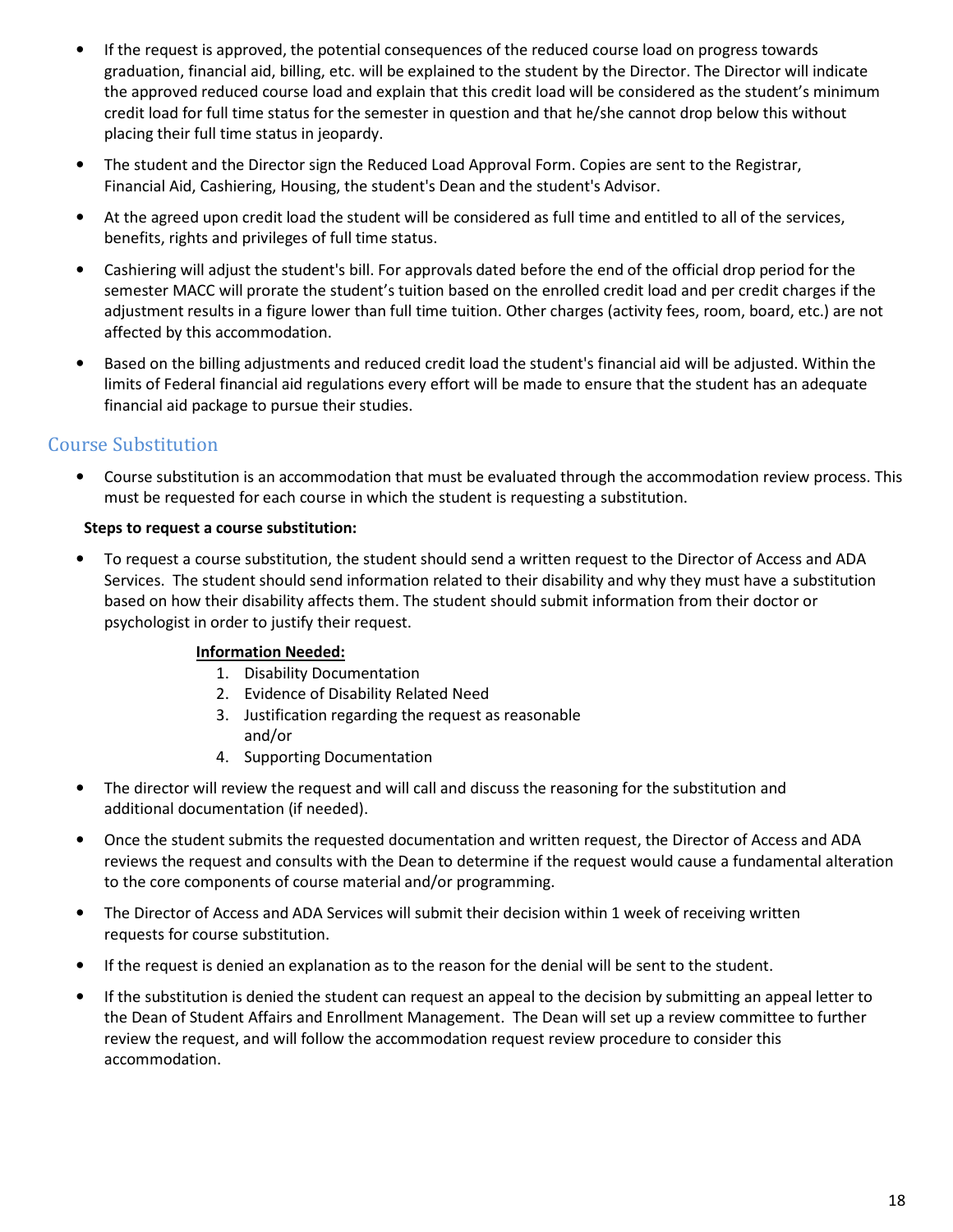- If the request is approved, the potential consequences of the reduced course load on progress towards graduation, financial aid, billing, etc. will be explained to the student by the Director. The Director will indicate the approved reduced course load and explain that this credit load will be considered as the student's minimum credit load for full time status for the semester in question and that he/she cannot drop below this without placing their full time status in jeopardy.
- The student and the Director sign the Reduced Load Approval Form. Copies are sent to the Registrar, Financial Aid, Cashiering, Housing, the student's Dean and the student's Advisor.
- At the agreed upon credit load the student will be considered as full time and entitled to all of the services, benefits, rights and privileges of full time status.
- Cashiering will adjust the student's bill. For approvals dated before the end of the official drop period for the semester MACC will prorate the student's tuition based on the enrolled credit load and per credit charges if the adjustment results in a figure lower than full time tuition. Other charges (activity fees, room, board, etc.) are not affected by this accommodation.
- Based on the billing adjustments and reduced credit load the student's financial aid will be adjusted. Within the limits of Federal financial aid regulations every effort will be made to ensure that the student has an adequate financial aid package to pursue their studies.

## Course Substitution

- Course substitution is an accommodation that must be evaluated through the accommodation review process. This must be requested for each course in which the student is requesting a substitution.

**Steps to request a course substitution:**

- To request a course substitution, the student should send a written request to the Director of Access and ADA Services. The student should send information related to their disability and why they must have a substitution based on how their disability affects them. The student should submit information from their doctor or psychologist in order to justify their request.

  **<u>Information Needed:</u>**
  1. Disability Documentation
  2. Evidence of Disability Related Need
  3. Justification regarding the request as reasonable and/or
  4. Supporting Documentation

- The director will review the request and will call and discuss the reasoning for the substitution and additional documentation (if needed).
- Once the student submits the requested documentation and written request, the Director of Access and ADA reviews the request and consults with the Dean to determine if the request would cause a fundamental alteration to the core components of course material and/or programming.
- The Director of Access and ADA Services will submit their decision within 1 week of receiving written requests for course substitution.
- If the request is denied an explanation as to the reason for the denial will be sent to the student.
- If the substitution is denied the student can request an appeal to the decision by submitting an appeal letter to the Dean of Student Affairs and Enrollment Management. The Dean will set up a review committee to further review the request, and will follow the accommodation request review procedure to consider this accommodation.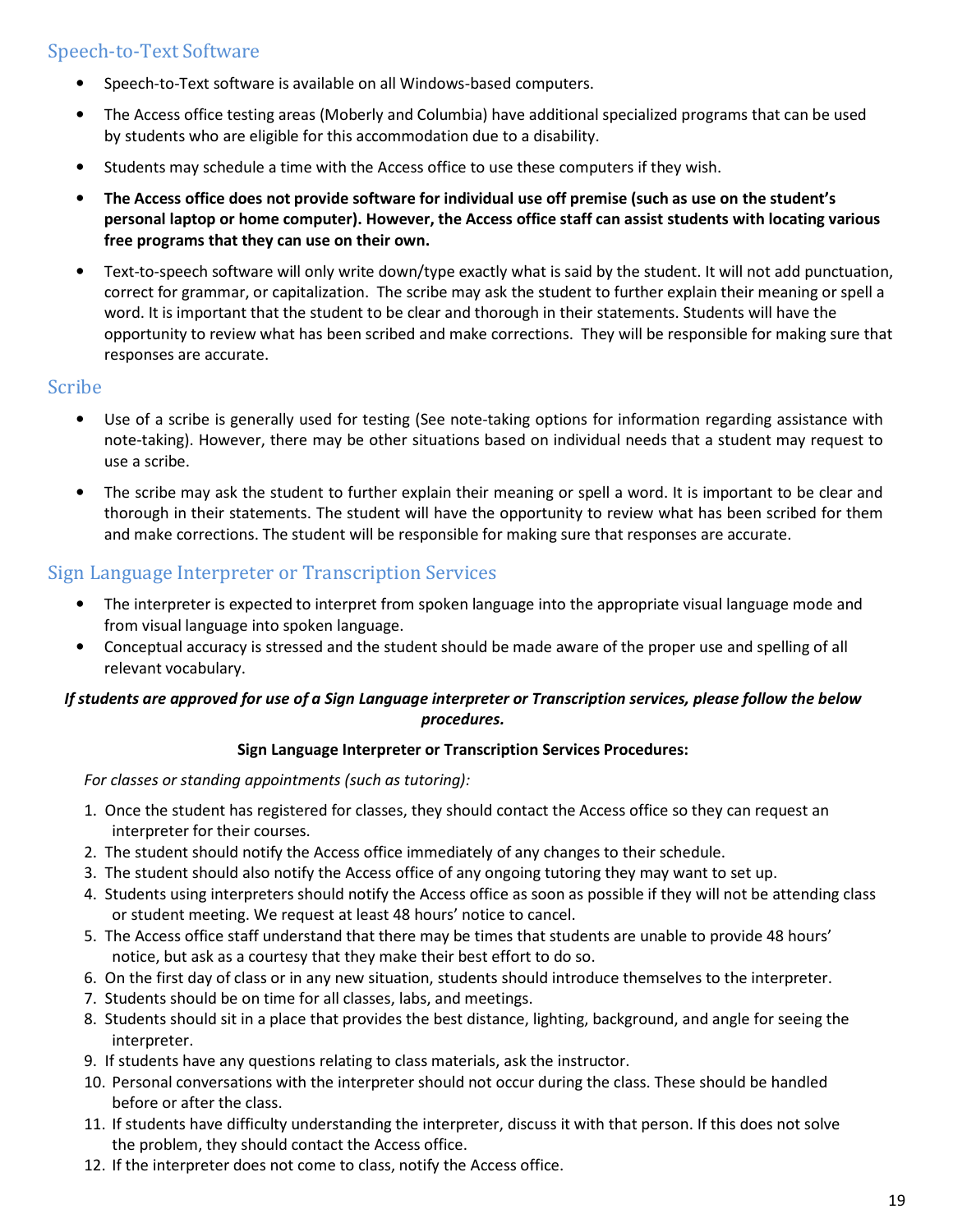## Speech-to-Text Software

- Speech-to-Text software is available on all Windows-based computers.
- The Access office testing areas (Moberly and Columbia) have additional specialized programs that can be used by students who are eligible for this accommodation due to a disability.
- Students may schedule a time with the Access office to use these computers if they wish.
- **The Access office does not provide software for individual use off premise (such as use on the student's personal laptop or home computer). However, the Access office staff can assist students with locating various free programs that they can use on their own.**
- Text-to-speech software will only write down/type exactly what is said by the student. It will not add punctuation, correct for grammar, or capitalization. The scribe may ask the student to further explain their meaning or spell a word. It is important that the student to be clear and thorough in their statements. Students will have the opportunity to review what has been scribed and make corrections. They will be responsible for making sure that responses are accurate.

## Scribe

- Use of a scribe is generally used for testing (See note-taking options for information regarding assistance with note-taking). However, there may be other situations based on individual needs that a student may request to use a scribe.
- The scribe may ask the student to further explain their meaning or spell a word. It is important to be clear and thorough in their statements. The student will have the opportunity to review what has been scribed for them and make corrections. The student will be responsible for making sure that responses are accurate.

## Sign Language Interpreter or Transcription Services

- The interpreter is expected to interpret from spoken language into the appropriate visual language mode and from visual language into spoken language.
- Conceptual accuracy is stressed and the student should be made aware of the proper use and spelling of all relevant vocabulary.

***If students are approved for use of a Sign Language interpreter or Transcription services, please follow the below procedures.***

**Sign Language Interpreter or Transcription Services Procedures:**

*For classes or standing appointments (such as tutoring):*

1. Once the student has registered for classes, they should contact the Access office so they can request an interpreter for their courses.
2. The student should notify the Access office immediately of any changes to their schedule.
3. The student should also notify the Access office of any ongoing tutoring they may want to set up.
4. Students using interpreters should notify the Access office as soon as possible if they will not be attending class or student meeting. We request at least 48 hours' notice to cancel.
5. The Access office staff understand that there may be times that students are unable to provide 48 hours' notice, but ask as a courtesy that they make their best effort to do so.
6. On the first day of class or in any new situation, students should introduce themselves to the interpreter.
7. Students should be on time for all classes, labs, and meetings.
8. Students should sit in a place that provides the best distance, lighting, background, and angle for seeing the interpreter.
9. If students have any questions relating to class materials, ask the instructor.
10. Personal conversations with the interpreter should not occur during the class. These should be handled before or after the class.
11. If students have difficulty understanding the interpreter, discuss it with that person. If this does not solve the problem, they should contact the Access office.
12. If the interpreter does not come to class, notify the Access office.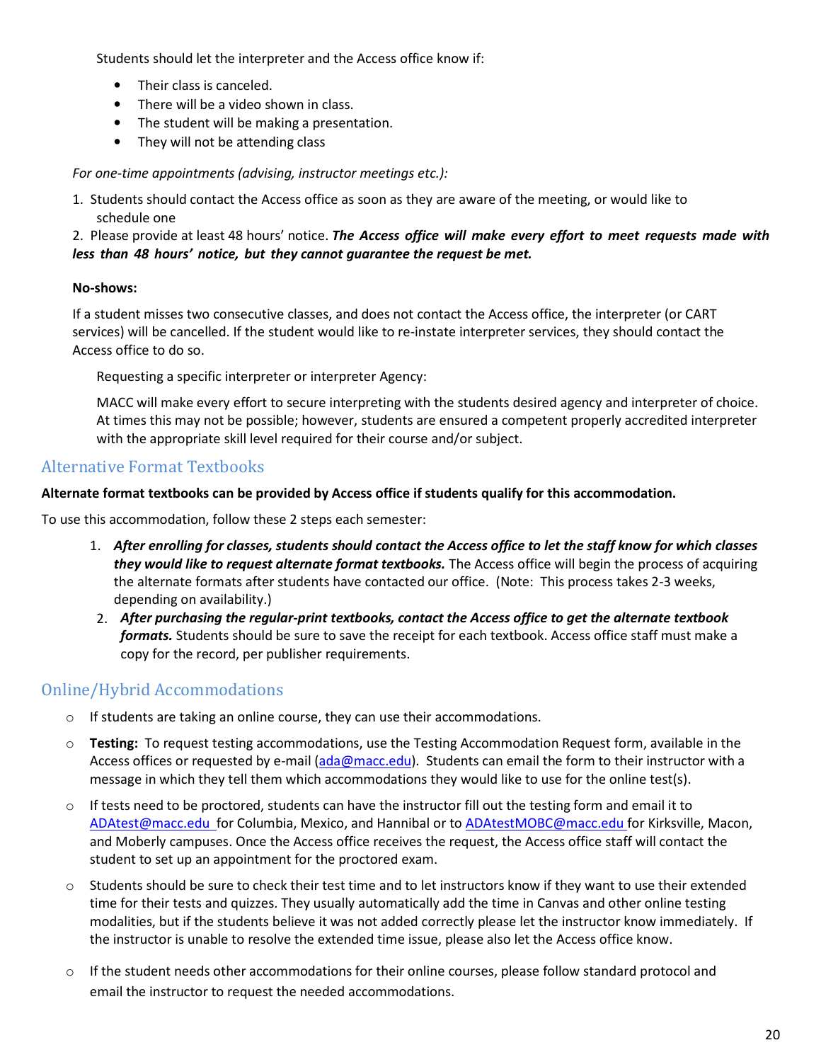Students should let the interpreter and the Access office know if:

- Their class is canceled.
- There will be a video shown in class.
- The student will be making a presentation.
- They will not be attending class

*For one-time appointments (advising, instructor meetings etc.):*

1. Students should contact the Access office as soon as they are aware of the meeting, or would like to schedule one
2. Please provide at least 48 hours' notice. ***The Access office will make every effort to meet requests made with less than 48 hours' notice, but they cannot guarantee the request be met.***

**No-shows:**

If a student misses two consecutive classes, and does not contact the Access office, the interpreter (or CART services) will be cancelled. If the student would like to re-instate interpreter services, they should contact the Access office to do so.

Requesting a specific interpreter or interpreter Agency:

MACC will make every effort to secure interpreting with the students desired agency and interpreter of choice. At times this may not be possible; however, students are ensured a competent properly accredited interpreter with the appropriate skill level required for their course and/or subject.

## Alternative Format Textbooks

**Alternate format textbooks can be provided by Access office if students qualify for this accommodation.**

To use this accommodation, follow these 2 steps each semester:

1. ***After enrolling for classes, students should contact the Access office to let the staff know for which classes they would like to request alternate format textbooks.*** The Access office will begin the process of acquiring the alternate formats after students have contacted our office. (Note: This process takes 2-3 weeks, depending on availability.)
2. ***After purchasing the regular-print textbooks, contact the Access office to get the alternate textbook formats.*** Students should be sure to save the receipt for each textbook. Access office staff must make a copy for the record, per publisher requirements.

## Online/Hybrid Accommodations

- If students are taking an online course, they can use their accommodations.
- **Testing:** To request testing accommodations, use the Testing Accommodation Request form, available in the Access offices or requested by e-mail (ada@macc.edu). Students can email the form to their instructor with a message in which they tell them which accommodations they would like to use for the online test(s).
- If tests need to be proctored, students can have the instructor fill out the testing form and email it to ADAtest@macc.edu for Columbia, Mexico, and Hannibal or to ADAtestMOBC@macc.edu for Kirksville, Macon, and Moberly campuses. Once the Access office receives the request, the Access office staff will contact the student to set up an appointment for the proctored exam.
- Students should be sure to check their test time and to let instructors know if they want to use their extended time for their tests and quizzes. They usually automatically add the time in Canvas and other online testing modalities, but if the students believe it was not added correctly please let the instructor know immediately. If the instructor is unable to resolve the extended time issue, please also let the Access office know.
- If the student needs other accommodations for their online courses, please follow standard protocol and email the instructor to request the needed accommodations.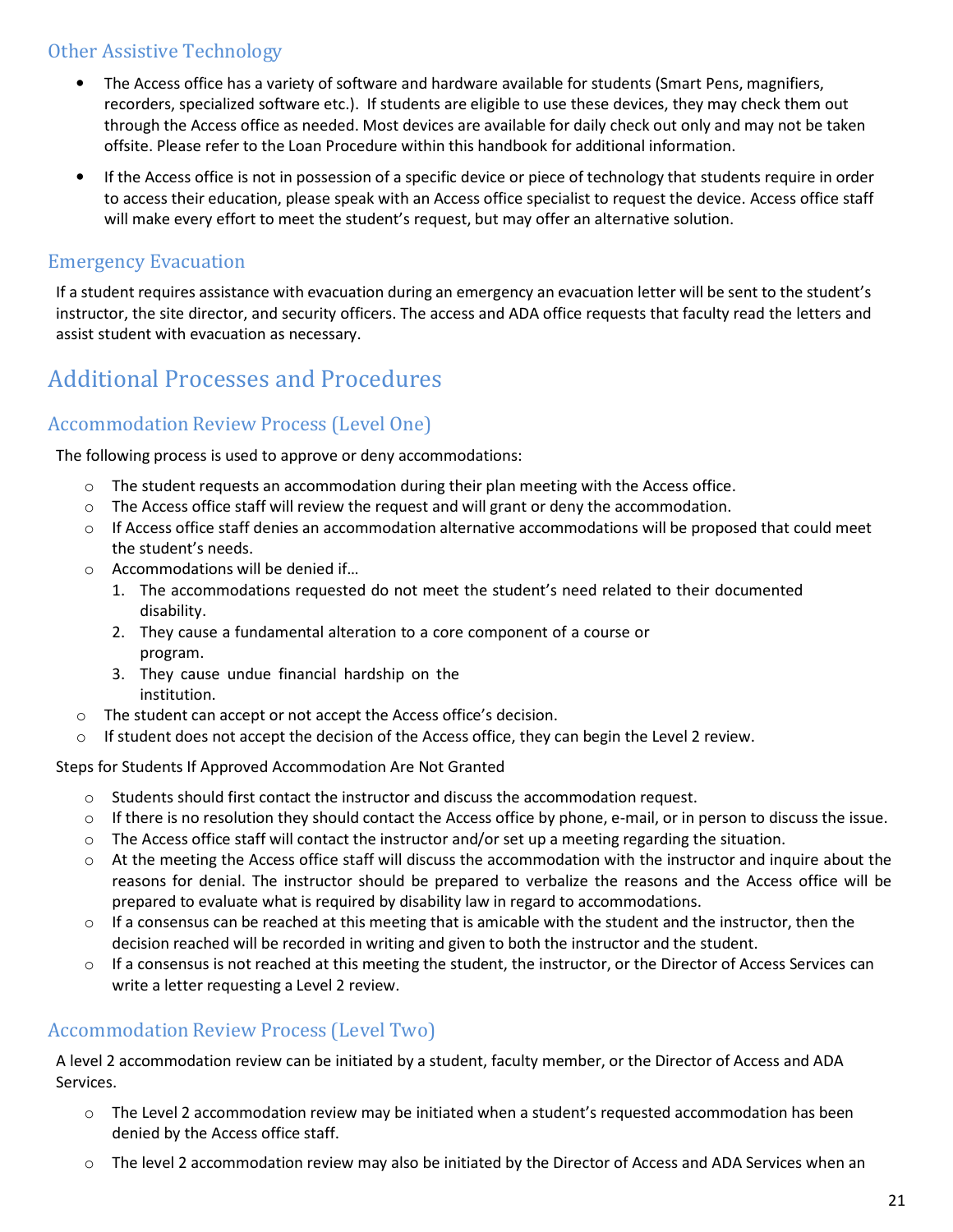### Other Assistive Technology

- The Access office has a variety of software and hardware available for students (Smart Pens, magnifiers, recorders, specialized software etc.). If students are eligible to use these devices, they may check them out through the Access office as needed. Most devices are available for daily check out only and may not be taken offsite. Please refer to the Loan Procedure within this handbook for additional information.
- If the Access office is not in possession of a specific device or piece of technology that students require in order to access their education, please speak with an Access office specialist to request the device. Access office staff will make every effort to meet the student's request, but may offer an alternative solution.

### Emergency Evacuation

If a student requires assistance with evacuation during an emergency an evacuation letter will be sent to the student's instructor, the site director, and security officers. The access and ADA office requests that faculty read the letters and assist student with evacuation as necessary.

## Additional Processes and Procedures

### Accommodation Review Process (Level One)

The following process is used to approve or deny accommodations:

- The student requests an accommodation during their plan meeting with the Access office.
- The Access office staff will review the request and will grant or deny the accommodation.
- If Access office staff denies an accommodation alternative accommodations will be proposed that could meet the student's needs.
- Accommodations will be denied if…
  1. The accommodations requested do not meet the student's need related to their documented disability.
  2. They cause a fundamental alteration to a core component of a course or program.
  3. They cause undue financial hardship on the institution.
- The student can accept or not accept the Access office's decision.
- If student does not accept the decision of the Access office, they can begin the Level 2 review.

Steps for Students If Approved Accommodation Are Not Granted

- Students should first contact the instructor and discuss the accommodation request.
- If there is no resolution they should contact the Access office by phone, e-mail, or in person to discuss the issue.
- The Access office staff will contact the instructor and/or set up a meeting regarding the situation.
- At the meeting the Access office staff will discuss the accommodation with the instructor and inquire about the reasons for denial. The instructor should be prepared to verbalize the reasons and the Access office will be prepared to evaluate what is required by disability law in regard to accommodations.
- If a consensus can be reached at this meeting that is amicable with the student and the instructor, then the decision reached will be recorded in writing and given to both the instructor and the student.
- If a consensus is not reached at this meeting the student, the instructor, or the Director of Access Services can write a letter requesting a Level 2 review.

### Accommodation Review Process (Level Two)

A level 2 accommodation review can be initiated by a student, faculty member, or the Director of Access and ADA Services.

- The Level 2 accommodation review may be initiated when a student's requested accommodation has been denied by the Access office staff.
- The level 2 accommodation review may also be initiated by the Director of Access and ADA Services when an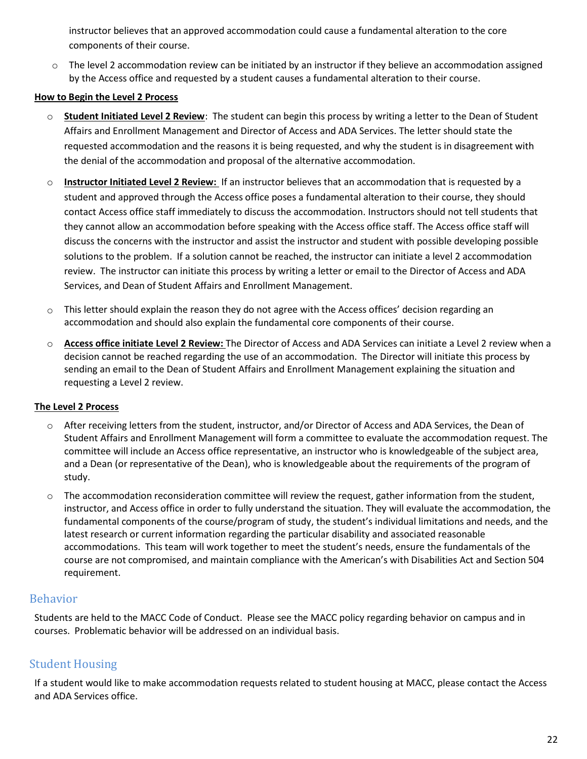instructor believes that an approved accommodation could cause a fundamental alteration to the core components of their course.

- The level 2 accommodation review can be initiated by an instructor if they believe an accommodation assigned by the Access office and requested by a student causes a fundamental alteration to their course.

**How to Begin the Level 2 Process**

- **Student Initiated Level 2 Review**: The student can begin this process by writing a letter to the Dean of Student Affairs and Enrollment Management and Director of Access and ADA Services. The letter should state the requested accommodation and the reasons it is being requested, and why the student is in disagreement with the denial of the accommodation and proposal of the alternative accommodation.
- **Instructor Initiated Level 2 Review:** If an instructor believes that an accommodation that is requested by a student and approved through the Access office poses a fundamental alteration to their course, they should contact Access office staff immediately to discuss the accommodation. Instructors should not tell students that they cannot allow an accommodation before speaking with the Access office staff. The Access office staff will discuss the concerns with the instructor and assist the instructor and student with possible developing possible solutions to the problem. If a solution cannot be reached, the instructor can initiate a level 2 accommodation review. The instructor can initiate this process by writing a letter or email to the Director of Access and ADA Services, and Dean of Student Affairs and Enrollment Management.
- This letter should explain the reason they do not agree with the Access offices' decision regarding an accommodation and should also explain the fundamental core components of their course.
- **Access office initiate Level 2 Review:** The Director of Access and ADA Services can initiate a Level 2 review when a decision cannot be reached regarding the use of an accommodation. The Director will initiate this process by sending an email to the Dean of Student Affairs and Enrollment Management explaining the situation and requesting a Level 2 review.

**The Level 2 Process**

- After receiving letters from the student, instructor, and/or Director of Access and ADA Services, the Dean of Student Affairs and Enrollment Management will form a committee to evaluate the accommodation request. The committee will include an Access office representative, an instructor who is knowledgeable of the subject area, and a Dean (or representative of the Dean), who is knowledgeable about the requirements of the program of study.
- The accommodation reconsideration committee will review the request, gather information from the student, instructor, and Access office in order to fully understand the situation. They will evaluate the accommodation, the fundamental components of the course/program of study, the student's individual limitations and needs, and the latest research or current information regarding the particular disability and associated reasonable accommodations. This team will work together to meet the student's needs, ensure the fundamentals of the course are not compromised, and maintain compliance with the American's with Disabilities Act and Section 504 requirement.

## Behavior

Students are held to the MACC Code of Conduct. Please see the MACC policy regarding behavior on campus and in courses. Problematic behavior will be addressed on an individual basis.

## Student Housing

If a student would like to make accommodation requests related to student housing at MACC, please contact the Access and ADA Services office.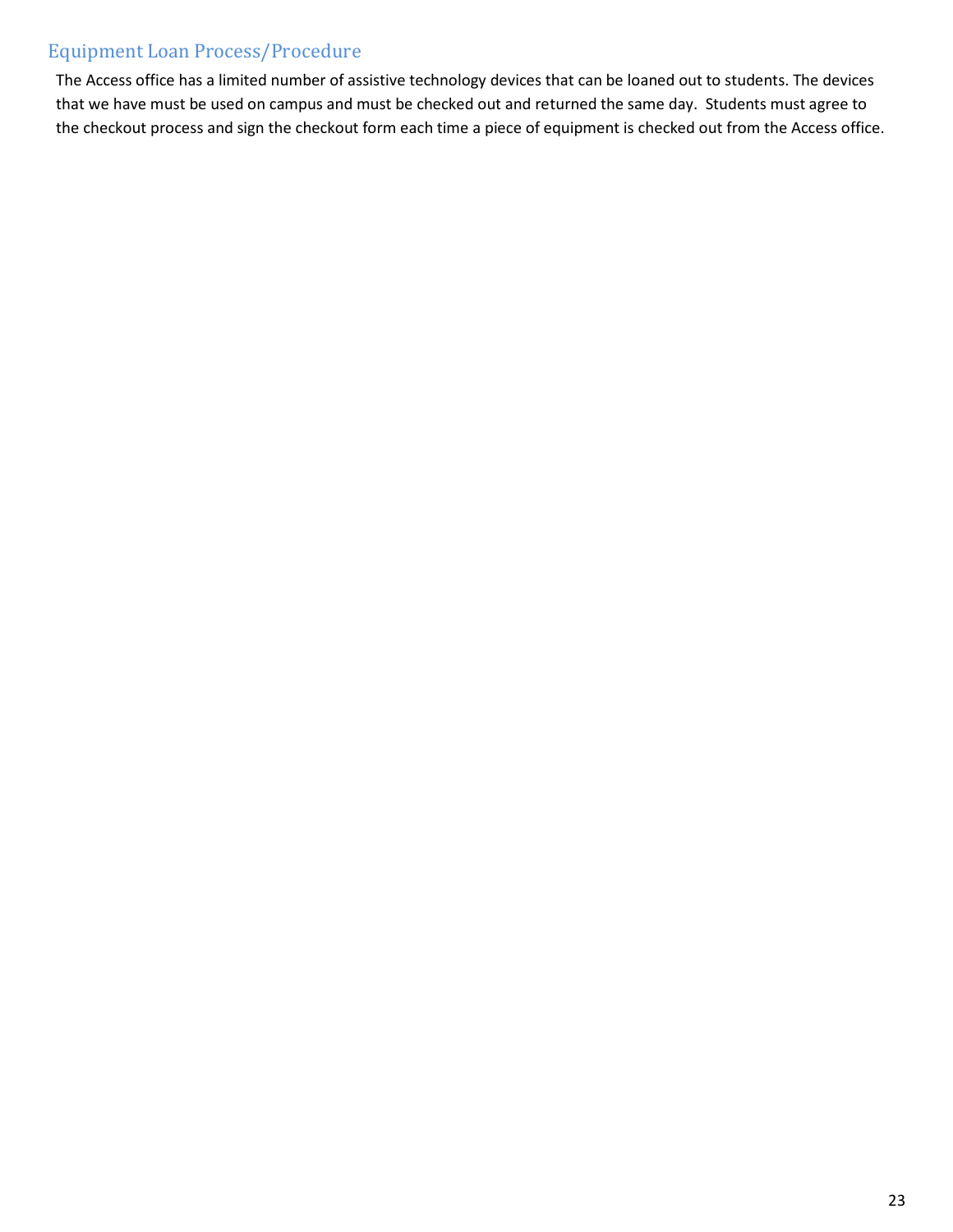## Equipment Loan Process/Procedure

The Access office has a limited number of assistive technology devices that can be loaned out to students. The devices that we have must be used on campus and must be checked out and returned the same day. Students must agree to the checkout process and sign the checkout form each time a piece of equipment is checked out from the Access office.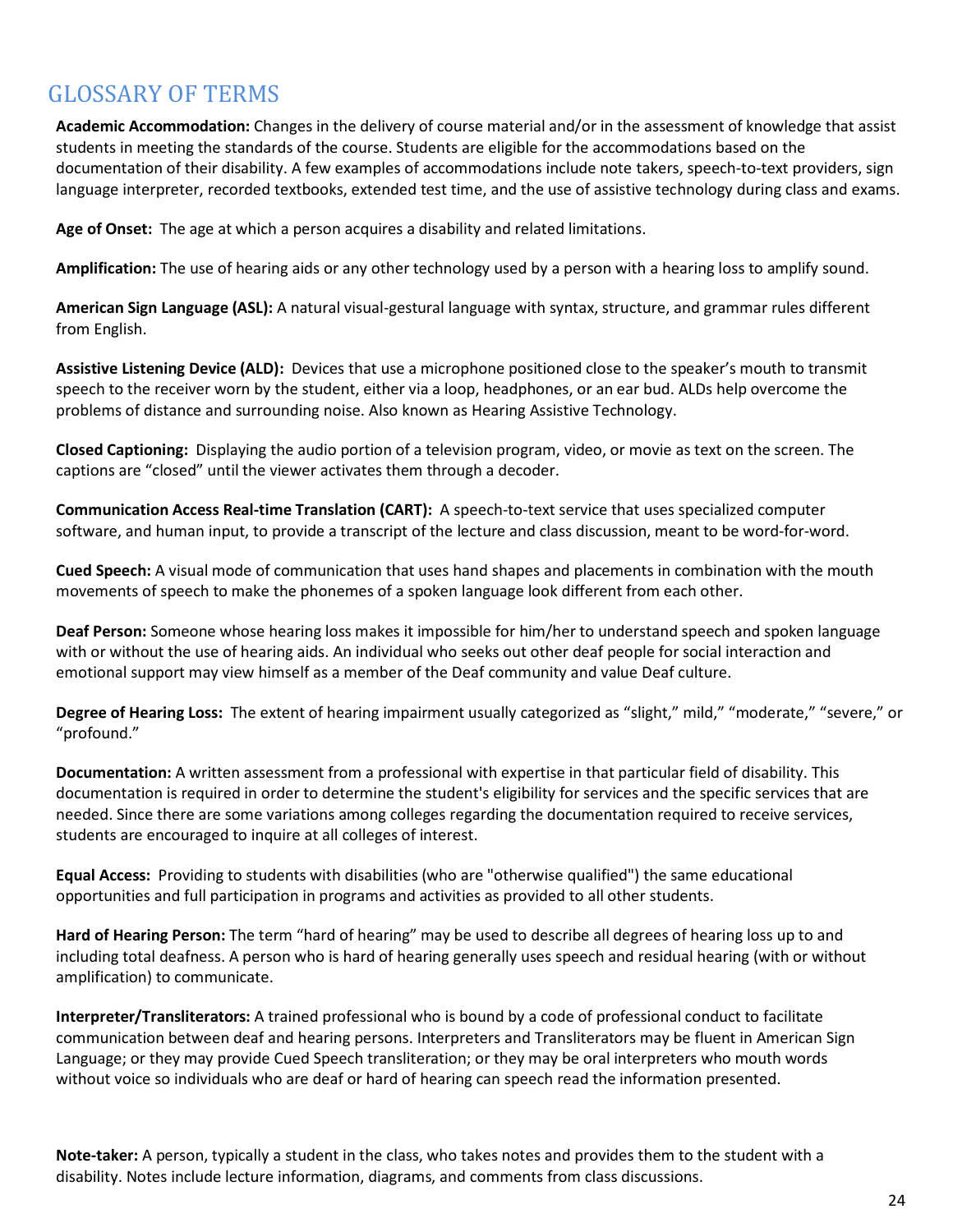## GLOSSARY OF TERMS

**Academic Accommodation:** Changes in the delivery of course material and/or in the assessment of knowledge that assist students in meeting the standards of the course. Students are eligible for the accommodations based on the documentation of their disability. A few examples of accommodations include note takers, speech-to-text providers, sign language interpreter, recorded textbooks, extended test time, and the use of assistive technology during class and exams.

**Age of Onset:** The age at which a person acquires a disability and related limitations.

**Amplification:** The use of hearing aids or any other technology used by a person with a hearing loss to amplify sound.

**American Sign Language (ASL):** A natural visual-gestural language with syntax, structure, and grammar rules different from English.

**Assistive Listening Device (ALD):** Devices that use a microphone positioned close to the speaker's mouth to transmit speech to the receiver worn by the student, either via a loop, headphones, or an ear bud. ALDs help overcome the problems of distance and surrounding noise. Also known as Hearing Assistive Technology.

**Closed Captioning:** Displaying the audio portion of a television program, video, or movie as text on the screen. The captions are "closed" until the viewer activates them through a decoder.

**Communication Access Real-time Translation (CART):** A speech-to-text service that uses specialized computer software, and human input, to provide a transcript of the lecture and class discussion, meant to be word-for-word.

**Cued Speech:** A visual mode of communication that uses hand shapes and placements in combination with the mouth movements of speech to make the phonemes of a spoken language look different from each other.

**Deaf Person:** Someone whose hearing loss makes it impossible for him/her to understand speech and spoken language with or without the use of hearing aids. An individual who seeks out other deaf people for social interaction and emotional support may view himself as a member of the Deaf community and value Deaf culture.

**Degree of Hearing Loss:** The extent of hearing impairment usually categorized as "slight," mild," "moderate," "severe," or "profound."

**Documentation:** A written assessment from a professional with expertise in that particular field of disability. This documentation is required in order to determine the student's eligibility for services and the specific services that are needed. Since there are some variations among colleges regarding the documentation required to receive services, students are encouraged to inquire at all colleges of interest.

**Equal Access:** Providing to students with disabilities (who are "otherwise qualified") the same educational opportunities and full participation in programs and activities as provided to all other students.

**Hard of Hearing Person:** The term "hard of hearing" may be used to describe all degrees of hearing loss up to and including total deafness. A person who is hard of hearing generally uses speech and residual hearing (with or without amplification) to communicate.

**Interpreter/Transliterators:** A trained professional who is bound by a code of professional conduct to facilitate communication between deaf and hearing persons. Interpreters and Transliterators may be fluent in American Sign Language; or they may provide Cued Speech transliteration; or they may be oral interpreters who mouth words without voice so individuals who are deaf or hard of hearing can speech read the information presented.

**Note-taker:** A person, typically a student in the class, who takes notes and provides them to the student with a disability. Notes include lecture information, diagrams, and comments from class discussions.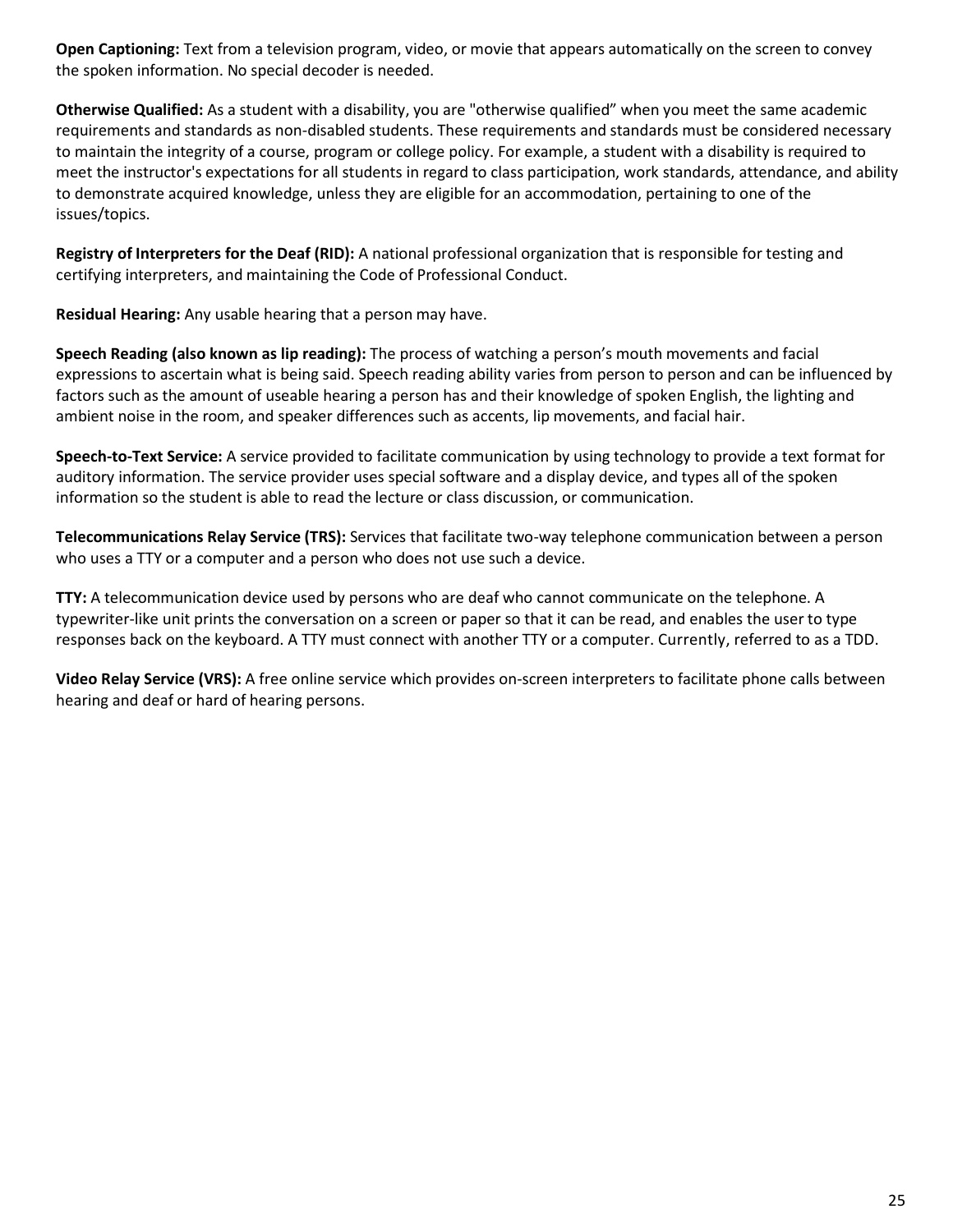**Open Captioning:** Text from a television program, video, or movie that appears automatically on the screen to convey the spoken information. No special decoder is needed.

**Otherwise Qualified:** As a student with a disability, you are "otherwise qualified" when you meet the same academic requirements and standards as non-disabled students. These requirements and standards must be considered necessary to maintain the integrity of a course, program or college policy. For example, a student with a disability is required to meet the instructor's expectations for all students in regard to class participation, work standards, attendance, and ability to demonstrate acquired knowledge, unless they are eligible for an accommodation, pertaining to one of the issues/topics.

**Registry of Interpreters for the Deaf (RID):** A national professional organization that is responsible for testing and certifying interpreters, and maintaining the Code of Professional Conduct.

**Residual Hearing:** Any usable hearing that a person may have.

**Speech Reading (also known as lip reading):** The process of watching a person's mouth movements and facial expressions to ascertain what is being said. Speech reading ability varies from person to person and can be influenced by factors such as the amount of useable hearing a person has and their knowledge of spoken English, the lighting and ambient noise in the room, and speaker differences such as accents, lip movements, and facial hair.

**Speech-to-Text Service:** A service provided to facilitate communication by using technology to provide a text format for auditory information. The service provider uses special software and a display device, and types all of the spoken information so the student is able to read the lecture or class discussion, or communication.

**Telecommunications Relay Service (TRS):** Services that facilitate two-way telephone communication between a person who uses a TTY or a computer and a person who does not use such a device.

**TTY:** A telecommunication device used by persons who are deaf who cannot communicate on the telephone. A typewriter-like unit prints the conversation on a screen or paper so that it can be read, and enables the user to type responses back on the keyboard. A TTY must connect with another TTY or a computer. Currently, referred to as a TDD.

**Video Relay Service (VRS):** A free online service which provides on-screen interpreters to facilitate phone calls between hearing and deaf or hard of hearing persons.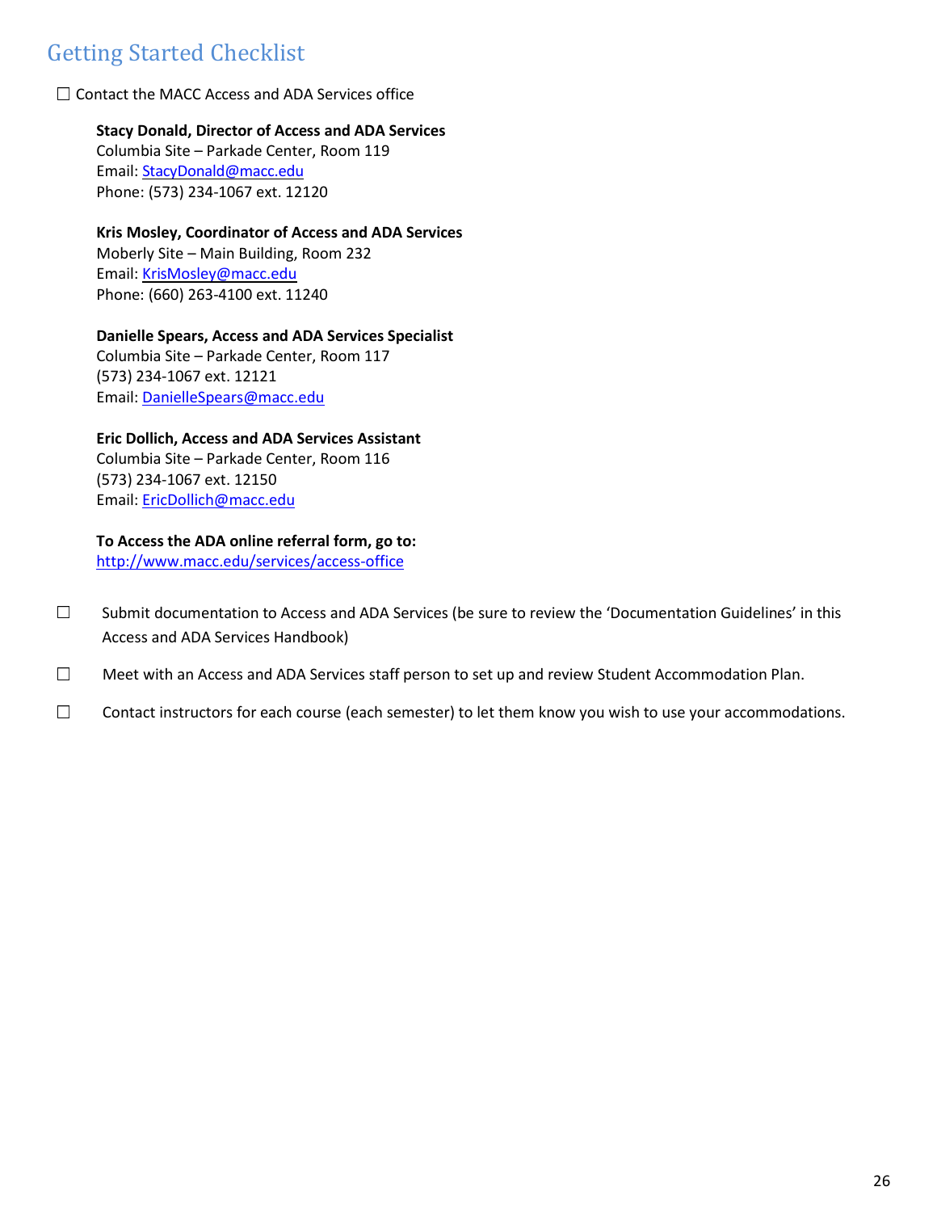## Getting Started Checklist

☐ Contact the MACC Access and ADA Services office

**Stacy Donald, Director of Access and ADA Services**
Columbia Site – Parkade Center, Room 119
Email: StacyDonald@macc.edu
Phone: (573) 234-1067 ext. 12120

**Kris Mosley, Coordinator of Access and ADA Services**
Moberly Site – Main Building, Room 232
Email: KrisMosley@macc.edu
Phone: (660) 263-4100 ext. 11240

**Danielle Spears, Access and ADA Services Specialist**
Columbia Site – Parkade Center, Room 117
(573) 234-1067 ext. 12121
Email: DanielleSpears@macc.edu

**Eric Dollich, Access and ADA Services Assistant**
Columbia Site – Parkade Center, Room 116
(573) 234-1067 ext. 12150
Email: EricDollich@macc.edu

**To Access the ADA online referral form, go to:**
http://www.macc.edu/services/access-office

☐ Submit documentation to Access and ADA Services (be sure to review the 'Documentation Guidelines' in this Access and ADA Services Handbook)

☐ Meet with an Access and ADA Services staff person to set up and review Student Accommodation Plan.

☐ Contact instructors for each course (each semester) to let them know you wish to use your accommodations.